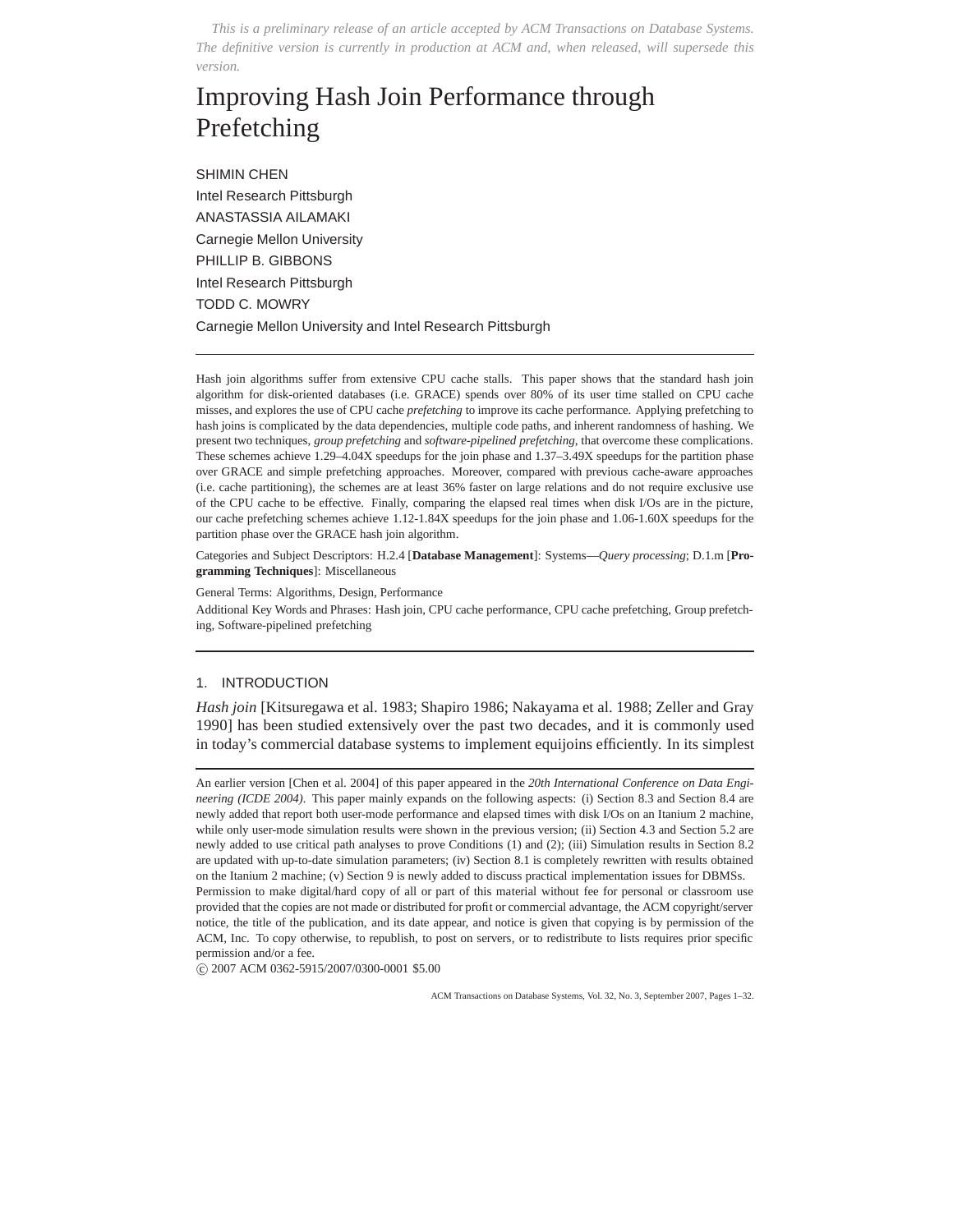*This is a preliminary release of an article accepted by ACM Transactions on Database Systems. The definitive version is currently in production at ACM and, when released, will supersede this version.*

# Improving Hash Join Performance through Prefetching

SHIMIN CHEN
Intel Research Pittsburgh
ANASTASSIA AILAMAKI
Carnegie Mellon University
PHILLIP B. GIBBONS
Intel Research Pittsburgh
TODD C. MOWRY
Carnegie Mellon University and Intel Research Pittsburgh

---

Hash join algorithms suffer from extensive CPU cache stalls. This paper shows that the standard hash join algorithm for disk-oriented databases (i.e. GRACE) spends over 80% of its user time stalled on CPU cache misses, and explores the use of CPU cache *prefetching* to improve its cache performance. Applying prefetching to hash joins is complicated by the data dependencies, multiple code paths, and inherent randomness of hashing. We present two techniques, *group prefetching* and *software-pipelined prefetching*, that overcome these complications. These schemes achieve 1.29–4.04X speedups for the join phase and 1.37–3.49X speedups for the partition phase over GRACE and simple prefetching approaches. Moreover, compared with previous cache-aware approaches (i.e. cache partitioning), the schemes are at least 36% faster on large relations and do not require exclusive use of the CPU cache to be effective. Finally, comparing the elapsed real times when disk I/Os are in the picture, our cache prefetching schemes achieve 1.12-1.84X speedups for the join phase and 1.06-1.60X speedups for the partition phase over the GRACE hash join algorithm.

Categories and Subject Descriptors: H.2.4 [**Database Management**]: Systems—*Query processing*; D.1.m [**Programming Techniques**]: Miscellaneous

General Terms: Algorithms, Design, Performance

Additional Key Words and Phrases: Hash join, CPU cache performance, CPU cache prefetching, Group prefetching, Software-pipelined prefetching

---

## 1. INTRODUCTION

*Hash join* [Kitsuregawa et al. 1983; Shapiro 1986; Nakayama et al. 1988; Zeller and Gray 1990] has been studied extensively over the past two decades, and it is commonly used in today's commercial database systems to implement equijoins efficiently. In its simplest

---

An earlier version [Chen et al. 2004] of this paper appeared in the *20th International Conference on Data Engineering (ICDE 2004)*. This paper mainly expands on the following aspects: (i) Section 8.3 and Section 8.4 are newly added that report both user-mode performance and elapsed times with disk I/Os on an Itanium 2 machine, while only user-mode simulation results were shown in the previous version; (ii) Section 4.3 and Section 5.2 are newly added to use critical path analyses to prove Conditions (1) and (2); (iii) Simulation results in Section 8.2 are updated with up-to-date simulation parameters; (iv) Section 8.1 is completely rewritten with results obtained on the Itanium 2 machine; (v) Section 9 is newly added to discuss practical implementation issues for DBMSs.

Permission to make digital/hard copy of all or part of this material without fee for personal or classroom use provided that the copies are not made or distributed for profit or commercial advantage, the ACM copyright/server notice, the title of the publication, and its date appear, and notice is given that copying is by permission of the ACM, Inc. To copy otherwise, to republish, to post on servers, or to redistribute to lists requires prior specific permission and/or a fee.

© 2007 ACM 0362-5915/2007/0300-0001 $5.00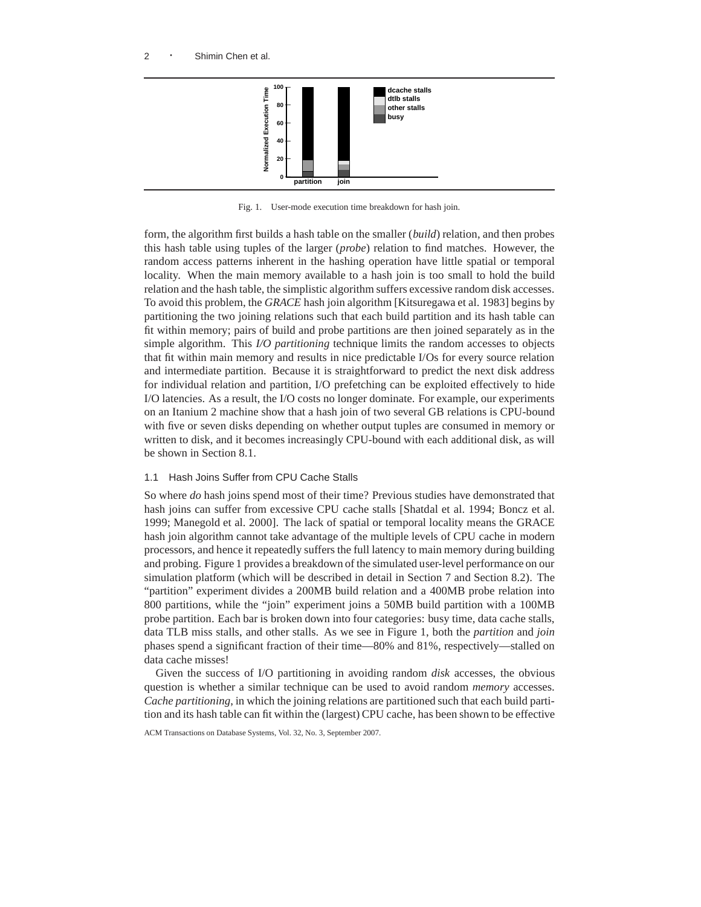Fig. 1. User-mode execution time breakdown for hash join.

form, the algorithm first builds a hash table on the smaller (*build*) relation, and then probes this hash table using tuples of the larger (*probe*) relation to find matches. However, the random access patterns inherent in the hashing operation have little spatial or temporal locality. When the main memory available to a hash join is too small to hold the build relation and the hash table, the simplistic algorithm suffers excessive random disk accesses. To avoid this problem, the *GRACE* hash join algorithm [Kitsuregawa et al. 1983] begins by partitioning the two joining relations such that each build partition and its hash table can fit within memory; pairs of build and probe partitions are then joined separately as in the simple algorithm. This *I/O partitioning* technique limits the random accesses to objects that fit within main memory and results in nice predictable I/Os for every source relation and intermediate partition. Because it is straightforward to predict the next disk address for individual relation and partition, I/O prefetching can be exploited effectively to hide I/O latencies. As a result, the I/O costs no longer dominate. For example, our experiments on an Itanium 2 machine show that a hash join of two several GB relations is CPU-bound with five or seven disks depending on whether output tuples are consumed in memory or written to disk, and it becomes increasingly CPU-bound with each additional disk, as will be shown in Section 8.1.

### 1.1 Hash Joins Suffer from CPU Cache Stalls

So where *do* hash joins spend most of their time? Previous studies have demonstrated that hash joins can suffer from excessive CPU cache stalls [Shatdal et al. 1994; Boncz et al. 1999; Manegold et al. 2000]. The lack of spatial or temporal locality means the GRACE hash join algorithm cannot take advantage of the multiple levels of CPU cache in modern processors, and hence it repeatedly suffers the full latency to main memory during building and probing. Figure 1 provides a breakdown of the simulated user-level performance on our simulation platform (which will be described in detail in Section 7 and Section 8.2). The "partition" experiment divides a 200MB build relation and a 400MB probe relation into 800 partitions, while the "join" experiment joins a 50MB build partition with a 100MB probe partition. Each bar is broken down into four categories: busy time, data cache stalls, data TLB miss stalls, and other stalls. As we see in Figure 1, both the *partition* and *join* phases spend a significant fraction of their time—80% and 81%, respectively—stalled on data cache misses!

Given the success of I/O partitioning in avoiding random *disk* accesses, the obvious question is whether a similar technique can be used to avoid random *memory* accesses. *Cache partitioning*, in which the joining relations are partitioned such that each build partition and its hash table can fit within the (largest) CPU cache, has been shown to be effective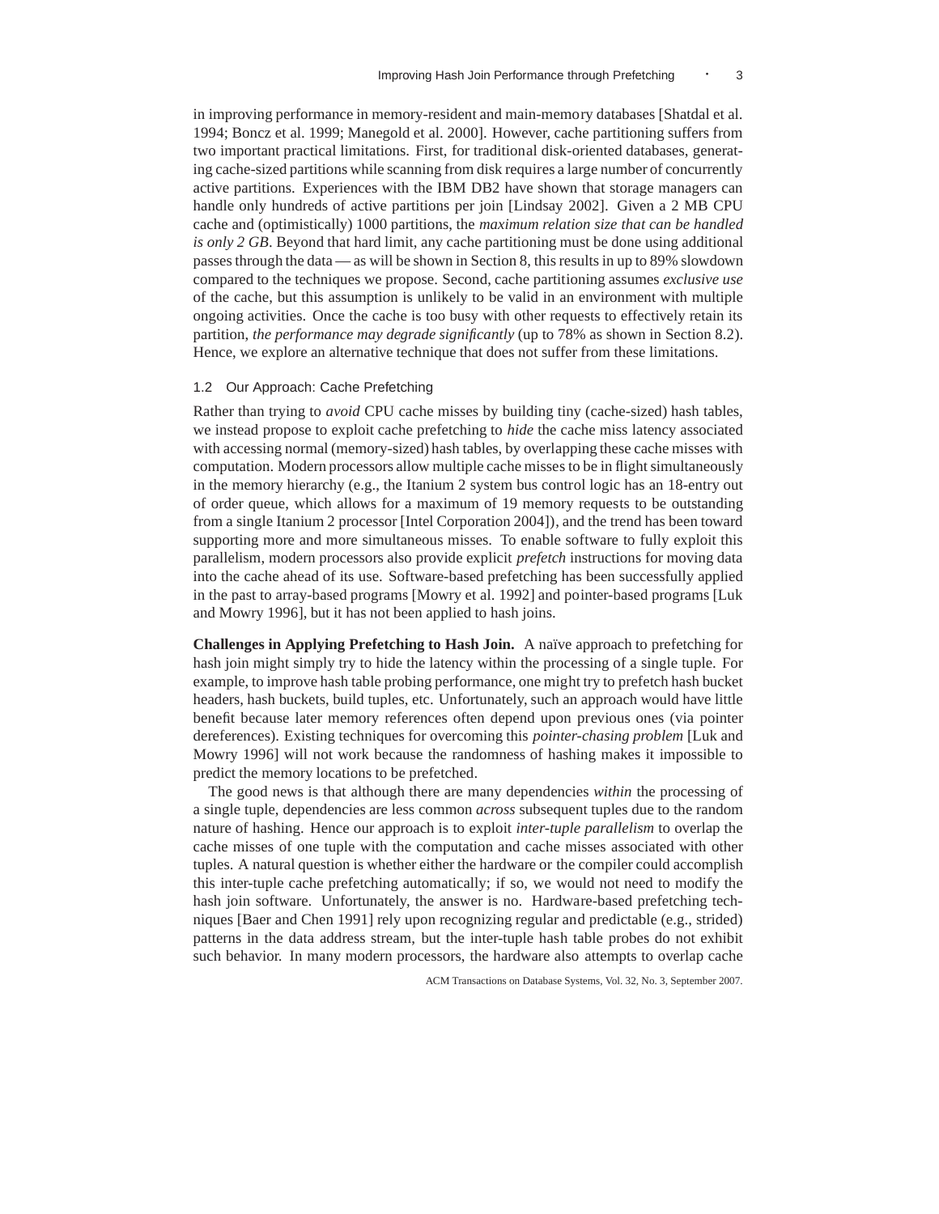in improving performance in memory-resident and main-memory databases [Shatdal et al. 1994; Boncz et al. 1999; Manegold et al. 2000]. However, cache partitioning suffers from two important practical limitations. First, for traditional disk-oriented databases, generating cache-sized partitions while scanning from disk requires a large number of concurrently active partitions. Experiences with the IBM DB2 have shown that storage managers can handle only hundreds of active partitions per join [Lindsay 2002]. Given a 2 MB CPU cache and (optimistically) 1000 partitions, the *maximum relation size that can be handled is only 2 GB*. Beyond that hard limit, any cache partitioning must be done using additional passes through the data — as will be shown in Section 8, this results in up to 89% slowdown compared to the techniques we propose. Second, cache partitioning assumes *exclusive use* of the cache, but this assumption is unlikely to be valid in an environment with multiple ongoing activities. Once the cache is too busy with other requests to effectively retain its partition, *the performance may degrade significantly* (up to 78% as shown in Section 8.2). Hence, we explore an alternative technique that does not suffer from these limitations.

### 1.2 Our Approach: Cache Prefetching

Rather than trying to *avoid* CPU cache misses by building tiny (cache-sized) hash tables, we instead propose to exploit cache prefetching to *hide* the cache miss latency associated with accessing normal (memory-sized) hash tables, by overlapping these cache misses with computation. Modern processors allow multiple cache misses to be in flight simultaneously in the memory hierarchy (e.g., the Itanium 2 system bus control logic has an 18-entry out of order queue, which allows for a maximum of 19 memory requests to be outstanding from a single Itanium 2 processor [Intel Corporation 2004]), and the trend has been toward supporting more and more simultaneous misses. To enable software to fully exploit this parallelism, modern processors also provide explicit *prefetch* instructions for moving data into the cache ahead of its use. Software-based prefetching has been successfully applied in the past to array-based programs [Mowry et al. 1992] and pointer-based programs [Luk and Mowry 1996], but it has not been applied to hash joins.

**Challenges in Applying Prefetching to Hash Join.** A naïve approach to prefetching for hash join might simply try to hide the latency within the processing of a single tuple. For example, to improve hash table probing performance, one might try to prefetch hash bucket headers, hash buckets, build tuples, etc. Unfortunately, such an approach would have little benefit because later memory references often depend upon previous ones (via pointer dereferences). Existing techniques for overcoming this *pointer-chasing problem* [Luk and Mowry 1996] will not work because the randomness of hashing makes it impossible to predict the memory locations to be prefetched.

The good news is that although there are many dependencies *within* the processing of a single tuple, dependencies are less common *across* subsequent tuples due to the random nature of hashing. Hence our approach is to exploit *inter-tuple parallelism* to overlap the cache misses of one tuple with the computation and cache misses associated with other tuples. A natural question is whether either the hardware or the compiler could accomplish this inter-tuple cache prefetching automatically; if so, we would not need to modify the hash join software. Unfortunately, the answer is no. Hardware-based prefetching techniques [Baer and Chen 1991] rely upon recognizing regular and predictable (e.g., strided) patterns in the data address stream, but the inter-tuple hash table probes do not exhibit such behavior. In many modern processors, the hardware also attempts to overlap cache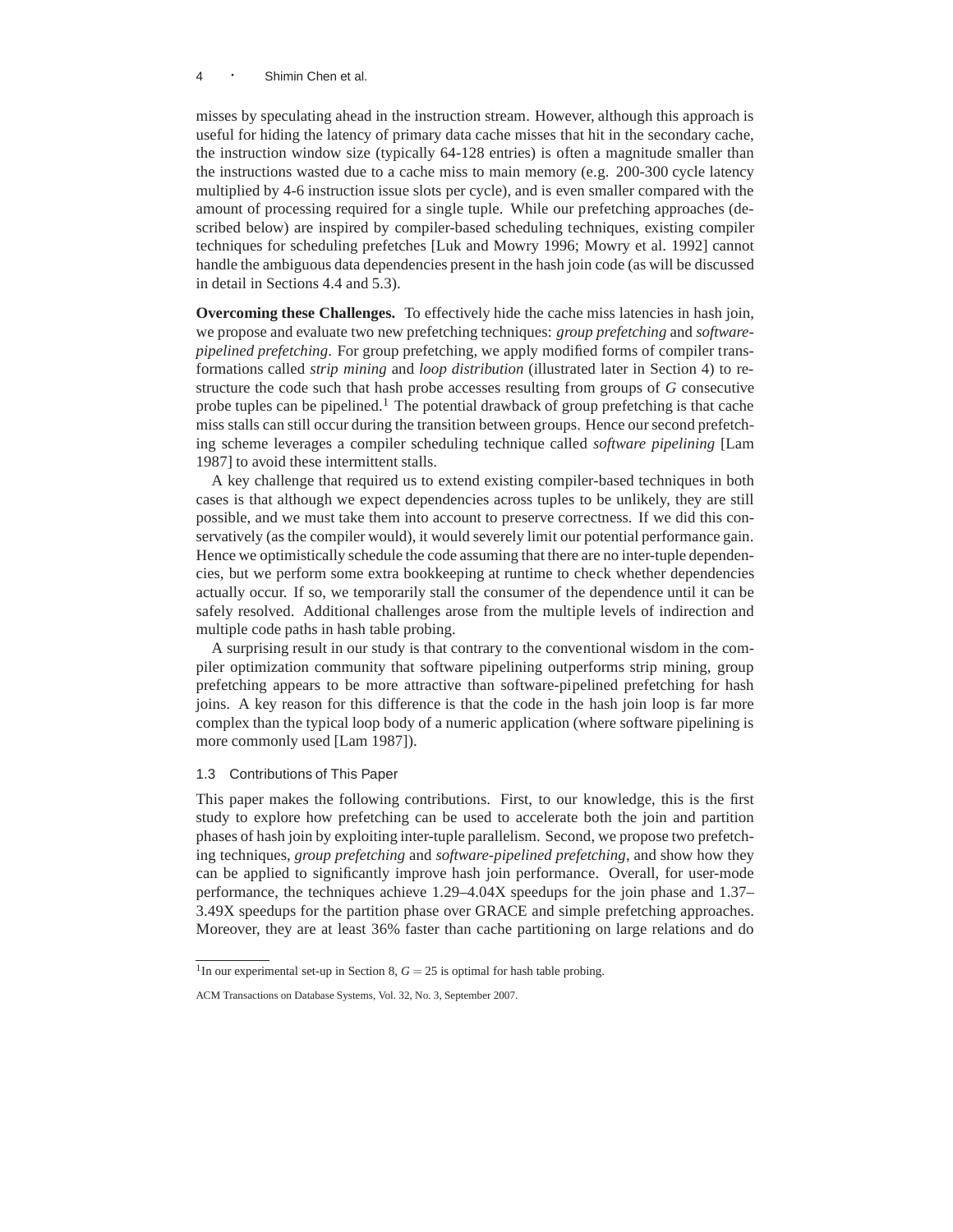misses by speculating ahead in the instruction stream. However, although this approach is useful for hiding the latency of primary data cache misses that hit in the secondary cache, the instruction window size (typically 64-128 entries) is often a magnitude smaller than the instructions wasted due to a cache miss to main memory (e.g. 200-300 cycle latency multiplied by 4-6 instruction issue slots per cycle), and is even smaller compared with the amount of processing required for a single tuple. While our prefetching approaches (described below) are inspired by compiler-based scheduling techniques, existing compiler techniques for scheduling prefetches [Luk and Mowry 1996; Mowry et al. 1992] cannot handle the ambiguous data dependencies present in the hash join code (as will be discussed in detail in Sections 4.4 and 5.3).

**Overcoming these Challenges.** To effectively hide the cache miss latencies in hash join, we propose and evaluate two new prefetching techniques: *group prefetching* and *software-pipelined prefetching*. For group prefetching, we apply modified forms of compiler transformations called *strip mining* and *loop distribution* (illustrated later in Section 4) to restructure the code such that hash probe accesses resulting from groups of $G$ consecutive probe tuples can be pipelined.[1] The potential drawback of group prefetching is that cache miss stalls can still occur during the transition between groups. Hence our second prefetching scheme leverages a compiler scheduling technique called *software pipelining* [Lam 1987] to avoid these intermittent stalls.

A key challenge that required us to extend existing compiler-based techniques in both cases is that although we expect dependencies across tuples to be unlikely, they are still possible, and we must take them into account to preserve correctness. If we did this conservatively (as the compiler would), it would severely limit our potential performance gain. Hence we optimistically schedule the code assuming that there are no inter-tuple dependencies, but we perform some extra bookkeeping at runtime to check whether dependencies actually occur. If so, we temporarily stall the consumer of the dependence until it can be safely resolved. Additional challenges arose from the multiple levels of indirection and multiple code paths in hash table probing.

A surprising result in our study is that contrary to the conventional wisdom in the compiler optimization community that software pipelining outperforms strip mining, group prefetching appears to be more attractive than software-pipelined prefetching for hash joins. A key reason for this difference is that the code in the hash join loop is far more complex than the typical loop body of a numeric application (where software pipelining is more commonly used [Lam 1987]).

### 1.3 Contributions of This Paper

This paper makes the following contributions. First, to our knowledge, this is the first study to explore how prefetching can be used to accelerate both the join and partition phases of hash join by exploiting inter-tuple parallelism. Second, we propose two prefetching techniques, *group prefetching* and *software-pipelined prefetching*, and show how they can be applied to significantly improve hash join performance. Overall, for user-mode performance, the techniques achieve 1.29–4.04X speedups for the join phase and 1.37–3.49X speedups for the partition phase over GRACE and simple prefetching approaches. Moreover, they are at least 36% faster than cache partitioning on large relations and do

---

[1] In our experimental set-up in Section 8, $G = 25$ is optimal for hash table probing.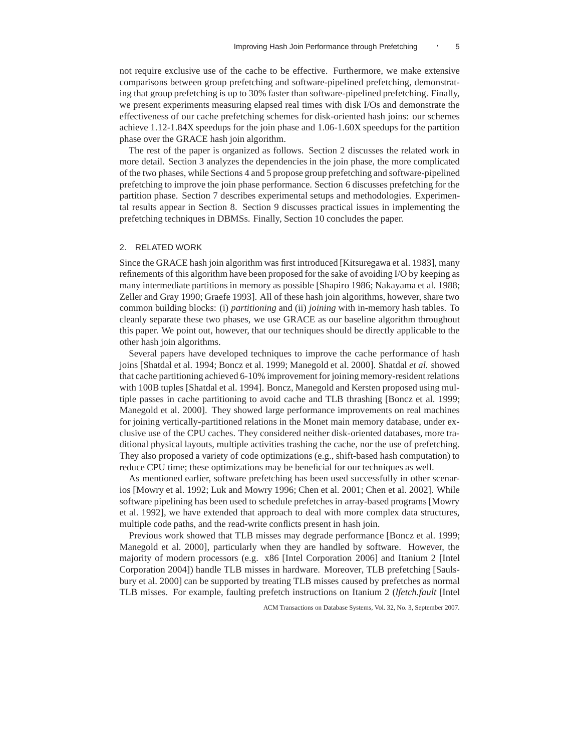not require exclusive use of the cache to be effective. Furthermore, we make extensive comparisons between group prefetching and software-pipelined prefetching, demonstrating that group prefetching is up to 30% faster than software-pipelined prefetching. Finally, we present experiments measuring elapsed real times with disk I/Os and demonstrate the effectiveness of our cache prefetching schemes for disk-oriented hash joins: our schemes achieve 1.12-1.84X speedups for the join phase and 1.06-1.60X speedups for the partition phase over the GRACE hash join algorithm.

The rest of the paper is organized as follows. Section 2 discusses the related work in more detail. Section 3 analyzes the dependencies in the join phase, the more complicated of the two phases, while Sections 4 and 5 propose group prefetching and software-pipelined prefetching to improve the join phase performance. Section 6 discusses prefetching for the partition phase. Section 7 describes experimental setups and methodologies. Experimental results appear in Section 8. Section 9 discusses practical issues in implementing the prefetching techniques in DBMSs. Finally, Section 10 concludes the paper.

## 2. RELATED WORK

Since the GRACE hash join algorithm was first introduced [Kitsuregawa et al. 1983], many refinements of this algorithm have been proposed for the sake of avoiding I/O by keeping as many intermediate partitions in memory as possible [Shapiro 1986; Nakayama et al. 1988; Zeller and Gray 1990; Graefe 1993]. All of these hash join algorithms, however, share two common building blocks: (i) *partitioning* and (ii) *joining* with in-memory hash tables. To cleanly separate these two phases, we use GRACE as our baseline algorithm throughout this paper. We point out, however, that our techniques should be directly applicable to the other hash join algorithms.

Several papers have developed techniques to improve the cache performance of hash joins [Shatdal et al. 1994; Boncz et al. 1999; Manegold et al. 2000]. Shatdal *et al.* showed that cache partitioning achieved 6-10% improvement for joining memory-resident relations with 100B tuples [Shatdal et al. 1994]. Boncz, Manegold and Kersten proposed using multiple passes in cache partitioning to avoid cache and TLB thrashing [Boncz et al. 1999; Manegold et al. 2000]. They showed large performance improvements on real machines for joining vertically-partitioned relations in the Monet main memory database, under exclusive use of the CPU caches. They considered neither disk-oriented databases, more traditional physical layouts, multiple activities trashing the cache, nor the use of prefetching. They also proposed a variety of code optimizations (e.g., shift-based hash computation) to reduce CPU time; these optimizations may be beneficial for our techniques as well.

As mentioned earlier, software prefetching has been used successfully in other scenarios [Mowry et al. 1992; Luk and Mowry 1996; Chen et al. 2001; Chen et al. 2002]. While software pipelining has been used to schedule prefetches in array-based programs [Mowry et al. 1992], we have extended that approach to deal with more complex data structures, multiple code paths, and the read-write conflicts present in hash join.

Previous work showed that TLB misses may degrade performance [Boncz et al. 1999; Manegold et al. 2000], particularly when they are handled by software. However, the majority of modern processors (e.g. x86 [Intel Corporation 2006] and Itanium 2 [Intel Corporation 2004]) handle TLB misses in hardware. Moreover, TLB prefetching [Saulsbury et al. 2000] can be supported by treating TLB misses caused by prefetches as normal TLB misses. For example, faulting prefetch instructions on Itanium 2 (*lfetch.fault* [Intel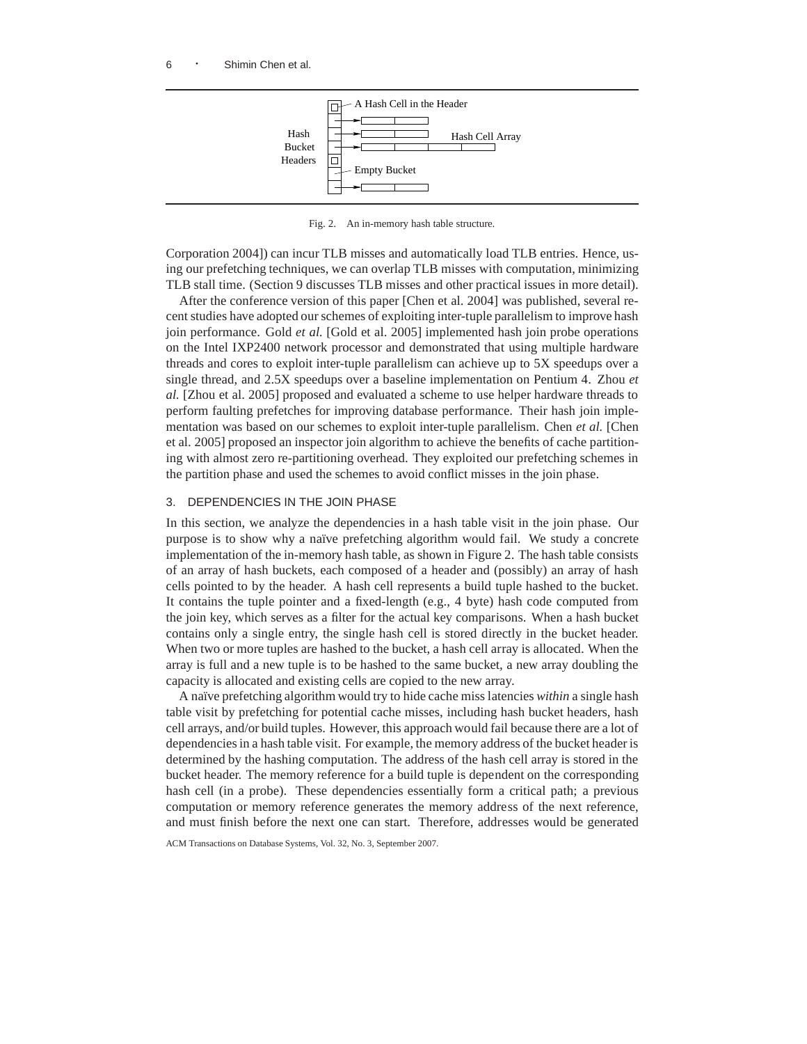A Hash Cell in the Header

Hash Bucket Headers

Hash Cell Array

Empty Bucket

Fig. 2. An in-memory hash table structure.

Corporation 2004]) can incur TLB misses and automatically load TLB entries. Hence, using our prefetching techniques, we can overlap TLB misses with computation, minimizing TLB stall time. (Section 9 discusses TLB misses and other practical issues in more detail).

After the conference version of this paper [Chen et al. 2004] was published, several recent studies have adopted our schemes of exploiting inter-tuple parallelism to improve hash join performance. Gold *et al.* [Gold et al. 2005] implemented hash join probe operations on the Intel IXP2400 network processor and demonstrated that using multiple hardware threads and cores to exploit inter-tuple parallelism can achieve up to 5X speedups over a single thread, and 2.5X speedups over a baseline implementation on Pentium 4. Zhou *et al.* [Zhou et al. 2005] proposed and evaluated a scheme to use helper hardware threads to perform faulting prefetches for improving database performance. Their hash join implementation was based on our schemes to exploit inter-tuple parallelism. Chen *et al.* [Chen et al. 2005] proposed an inspector join algorithm to achieve the benefits of cache partitioning with almost zero re-partitioning overhead. They exploited our prefetching schemes in the partition phase and used the schemes to avoid conflict misses in the join phase.

## 3. DEPENDENCIES IN THE JOIN PHASE

In this section, we analyze the dependencies in a hash table visit in the join phase. Our purpose is to show why a naïve prefetching algorithm would fail. We study a concrete implementation of the in-memory hash table, as shown in Figure 2. The hash table consists of an array of hash buckets, each composed of a header and (possibly) an array of hash cells pointed to by the header. A hash cell represents a build tuple hashed to the bucket. It contains the tuple pointer and a fixed-length (e.g., 4 byte) hash code computed from the join key, which serves as a filter for the actual key comparisons. When a hash bucket contains only a single entry, the single hash cell is stored directly in the bucket header. When two or more tuples are hashed to the bucket, a hash cell array is allocated. When the array is full and a new tuple is to be hashed to the same bucket, a new array doubling the capacity is allocated and existing cells are copied to the new array.

A naïve prefetching algorithm would try to hide cache miss latencies *within* a single hash table visit by prefetching for potential cache misses, including hash bucket headers, hash cell arrays, and/or build tuples. However, this approach would fail because there are a lot of dependencies in a hash table visit. For example, the memory address of the bucket header is determined by the hashing computation. The address of the hash cell array is stored in the bucket header. The memory reference for a build tuple is dependent on the corresponding hash cell (in a probe). These dependencies essentially form a critical path; a previous computation or memory reference generates the memory address of the next reference, and must finish before the next one can start. Therefore, addresses would be generated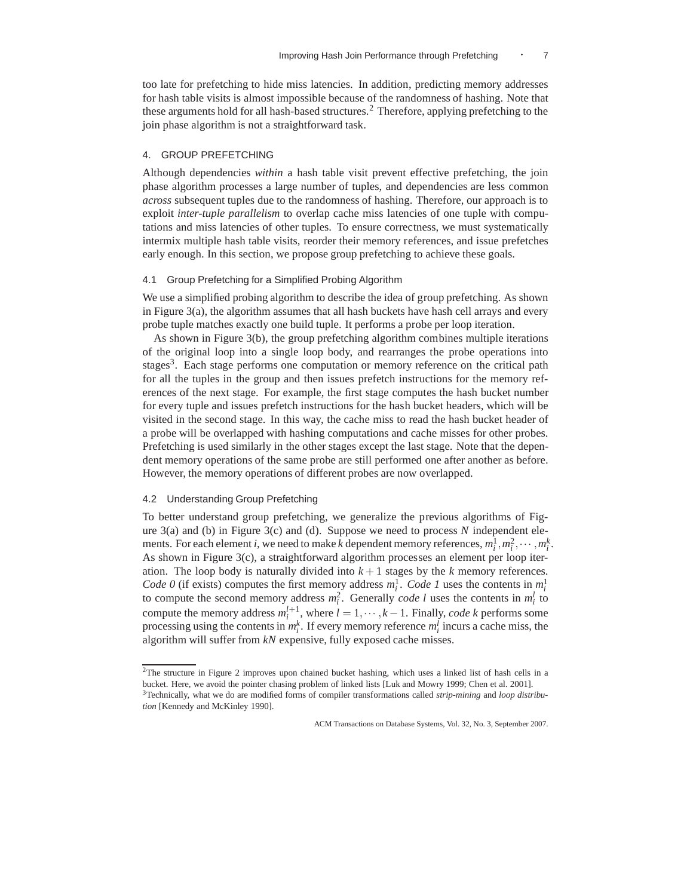too late for prefetching to hide miss latencies. In addition, predicting memory addresses for hash table visits is almost impossible because of the randomness of hashing. Note that these arguments hold for all hash-based structures.[2] Therefore, applying prefetching to the join phase algorithm is not a straightforward task.

## 4. GROUP PREFETCHING

Although dependencies *within* a hash table visit prevent effective prefetching, the join phase algorithm processes a large number of tuples, and dependencies are less common *across* subsequent tuples due to the randomness of hashing. Therefore, our approach is to exploit *inter-tuple parallelism* to overlap cache miss latencies of one tuple with computations and miss latencies of other tuples. To ensure correctness, we must systematically intermix multiple hash table visits, reorder their memory references, and issue prefetches early enough. In this section, we propose group prefetching to achieve these goals.

### 4.1 Group Prefetching for a Simplified Probing Algorithm

We use a simplified probing algorithm to describe the idea of group prefetching. As shown in Figure 3(a), the algorithm assumes that all hash buckets have hash cell arrays and every probe tuple matches exactly one build tuple. It performs a probe per loop iteration.

As shown in Figure 3(b), the group prefetching algorithm combines multiple iterations of the original loop into a single loop body, and rearranges the probe operations into stages[3]. Each stage performs one computation or memory reference on the critical path for all the tuples in the group and then issues prefetch instructions for the memory references of the next stage. For example, the first stage computes the hash bucket number for every tuple and issues prefetch instructions for the hash bucket headers, which will be visited in the second stage. In this way, the cache miss to read the hash bucket header of a probe will be overlapped with hashing computations and cache misses for other probes. Prefetching is used similarly in the other stages except the last stage. Note that the dependent memory operations of the same probe are still performed one after another as before. However, the memory operations of different probes are now overlapped.

### 4.2 Understanding Group Prefetching

To better understand group prefetching, we generalize the previous algorithms of Figure 3(a) and (b) in Figure 3(c) and (d). Suppose we need to process $N$ independent elements. For each element $i$, we need to make $k$ dependent memory references, $m_i^1, m_i^2, \cdots, m_i^k$. As shown in Figure 3(c), a straightforward algorithm processes an element per loop iteration. The loop body is naturally divided into $k+1$ stages by the $k$ memory references. *Code 0* (if exists) computes the first memory address $m_i^1$. *Code 1* uses the contents in $m_i^1$ to compute the second memory address $m_i^2$. Generally *code l* uses the contents in $m_i^l$ to compute the memory address $m_i^{l+1}$, where $l = 1, \cdots, k-1$. Finally, *code k* performs some processing using the contents in $m_i^k$. If every memory reference $m_i^l$ incurs a cache miss, the algorithm will suffer from $kN$ expensive, fully exposed cache misses.

---

[2] The structure in Figure 2 improves upon chained bucket hashing, which uses a linked list of hash cells in a bucket. Here, we avoid the pointer chasing problem of linked lists [Luk and Mowry 1999; Chen et al. 2001].

[3] Technically, what we do are modified forms of compiler transformations called *strip-mining* and *loop distribution* [Kennedy and McKinley 1990].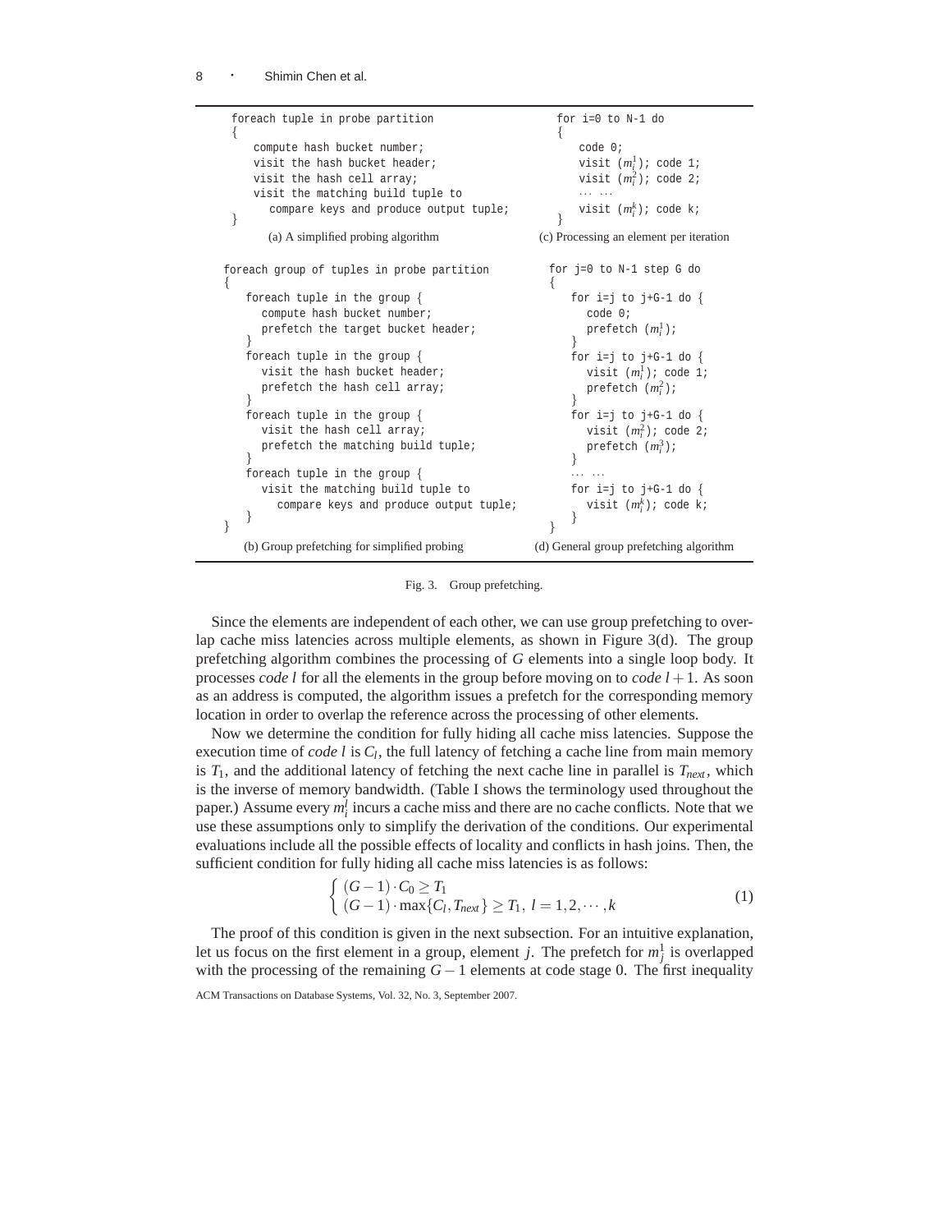```
foreach tuple in probe partition
{
    compute hash bucket number;
    visit the hash bucket header;
    visit the hash cell array;
    visit the matching build tuple to
      compare keys and produce output tuple;
}
```

(a) A simplified probing algorithm

```
for i=0 to N-1 do
{
    code 0;
    visit (m_i^1); code 1;
    visit (m_i^2); code 2;
    ... ...
    visit (m_i^k); code k;
}
```

(c) Processing an element per iteration

```
foreach group of tuples in probe partition
{
   foreach tuple in the group {
     compute hash bucket number;
     prefetch the target bucket header;
   }
   foreach tuple in the group {
     visit the hash bucket header;
     prefetch the hash cell array;
   }
   foreach tuple in the group {
     visit the hash cell array;
     prefetch the matching build tuple;
   }
   foreach tuple in the group {
     visit the matching build tuple to
       compare keys and produce output tuple;
   }
}
```

(b) Group prefetching for simplified probing

```
for j=0 to N-1 step G do
{
   for i=j to j+G-1 do {
     code 0;
     prefetch (m_i^1);
   }
   for i=j to j+G-1 do {
     visit (m_i^1); code 1;
     prefetch (m_i^2);
   }
   for i=j to j+G-1 do {
     visit (m_i^2); code 2;
     prefetch (m_i^3);
   }
   ... ...
   for i=j to j+G-1 do {
     visit (m_i^k); code k;
   }
}
```

(d) General group prefetching algorithm

Fig. 3. Group prefetching.

Since the elements are independent of each other, we can use group prefetching to overlap cache miss latencies across multiple elements, as shown in Figure 3(d). The group prefetching algorithm combines the processing of $G$ elements into a single loop body. It processes *code* $l$ for all the elements in the group before moving on to *code* $l+1$. As soon as an address is computed, the algorithm issues a prefetch for the corresponding memory location in order to overlap the reference across the processing of other elements.

Now we determine the condition for fully hiding all cache miss latencies. Suppose the execution time of *code* $l$ is $C_l$, the full latency of fetching a cache line from main memory is $T_1$, and the additional latency of fetching the next cache line in parallel is $T_{next}$, which is the inverse of memory bandwidth. (Table I shows the terminology used throughout the paper.) Assume every $m_i^l$ incurs a cache miss and there are no cache conflicts. Note that we use these assumptions only to simplify the derivation of the conditions. Our experimental evaluations include all the possible effects of locality and conflicts in hash joins. Then, the sufficient condition for fully hiding all cache miss latencies is as follows:

$$\begin{cases} (G-1)\cdot C_0 \geq T_1 \\ (G-1)\cdot \max\{C_l, T_{next}\} \geq T_1,\ l=1,2,\cdots,k \end{cases} \tag{1}$$

The proof of this condition is given in the next subsection. For an intuitive explanation, let us focus on the first element in a group, element $j$. The prefetch for $m_j^1$ is overlapped with the processing of the remaining $G-1$ elements at code stage 0. The first inequality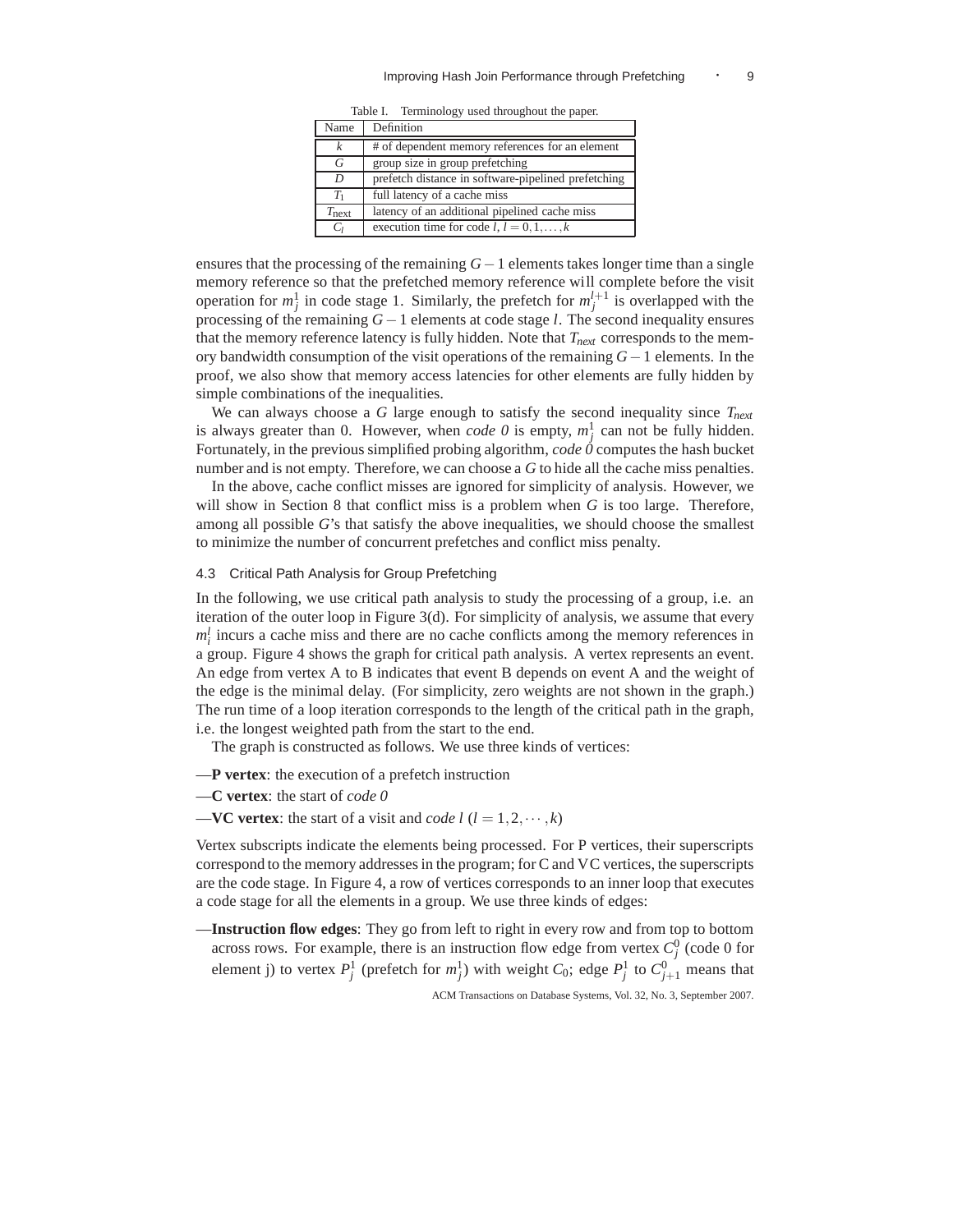Table I. Terminology used throughout the paper.

| Name | Definition |
|---|---|
| $k$ | # of dependent memory references for an element |
| $G$ | group size in group prefetching |
| $D$ | prefetch distance in software-pipelined prefetching |
| $T_1$ | full latency of a cache miss |
| $T_{\text{next}}$ | latency of an additional pipelined cache miss |
| $C_l$ | execution time for code $l$, $l = 0, 1, \ldots, k$ |

ensures that the processing of the remaining $G-1$ elements takes longer time than a single memory reference so that the prefetched memory reference will complete before the visit operation for $m_j^1$ in code stage 1. Similarly, the prefetch for $m_j^{l+1}$ is overlapped with the processing of the remaining $G-1$ elements at code stage $l$. The second inequality ensures that the memory reference latency is fully hidden. Note that $T_{next}$ corresponds to the memory bandwidth consumption of the visit operations of the remaining $G-1$ elements. In the proof, we also show that memory access latencies for other elements are fully hidden by simple combinations of the inequalities.

We can always choose a $G$ large enough to satisfy the second inequality since $T_{next}$ is always greater than 0. However, when *code 0* is empty, $m_j^1$ can not be fully hidden. Fortunately, in the previous simplified probing algorithm, *code 0* computes the hash bucket number and is not empty. Therefore, we can choose a $G$ to hide all the cache miss penalties.

In the above, cache conflict misses are ignored for simplicity of analysis. However, we will show in Section 8 that conflict miss is a problem when $G$ is too large. Therefore, among all possible $G$'s that satisfy the above inequalities, we should choose the smallest to minimize the number of concurrent prefetches and conflict miss penalty.

### 4.3 Critical Path Analysis for Group Prefetching

In the following, we use critical path analysis to study the processing of a group, i.e. an iteration of the outer loop in Figure 3(d). For simplicity of analysis, we assume that every $m_i^l$ incurs a cache miss and there are no cache conflicts among the memory references in a group. Figure 4 shows the graph for critical path analysis. A vertex represents an event. An edge from vertex A to B indicates that event B depends on event A and the weight of the edge is the minimal delay. (For simplicity, zero weights are not shown in the graph.) The run time of a loop iteration corresponds to the length of the critical path in the graph, i.e. the longest weighted path from the start to the end.

The graph is constructed as follows. We use three kinds of vertices:

—**P vertex**: the execution of a prefetch instruction

—**C vertex**: the start of *code 0*

—**VC vertex**: the start of a visit and *code l* ($l = 1, 2, \cdots, k$)

Vertex subscripts indicate the elements being processed. For P vertices, their superscripts correspond to the memory addresses in the program; for C and VC vertices, the superscripts are the code stage. In Figure 4, a row of vertices corresponds to an inner loop that executes a code stage for all the elements in a group. We use three kinds of edges:

—**Instruction flow edges**: They go from left to right in every row and from top to bottom across rows. For example, there is an instruction flow edge from vertex $C_j^0$ (code 0 for element j) to vertex $P_j^1$ (prefetch for $m_j^1$) with weight $C_0$; edge $P_j^1$ to $C_{j+1}^0$ means that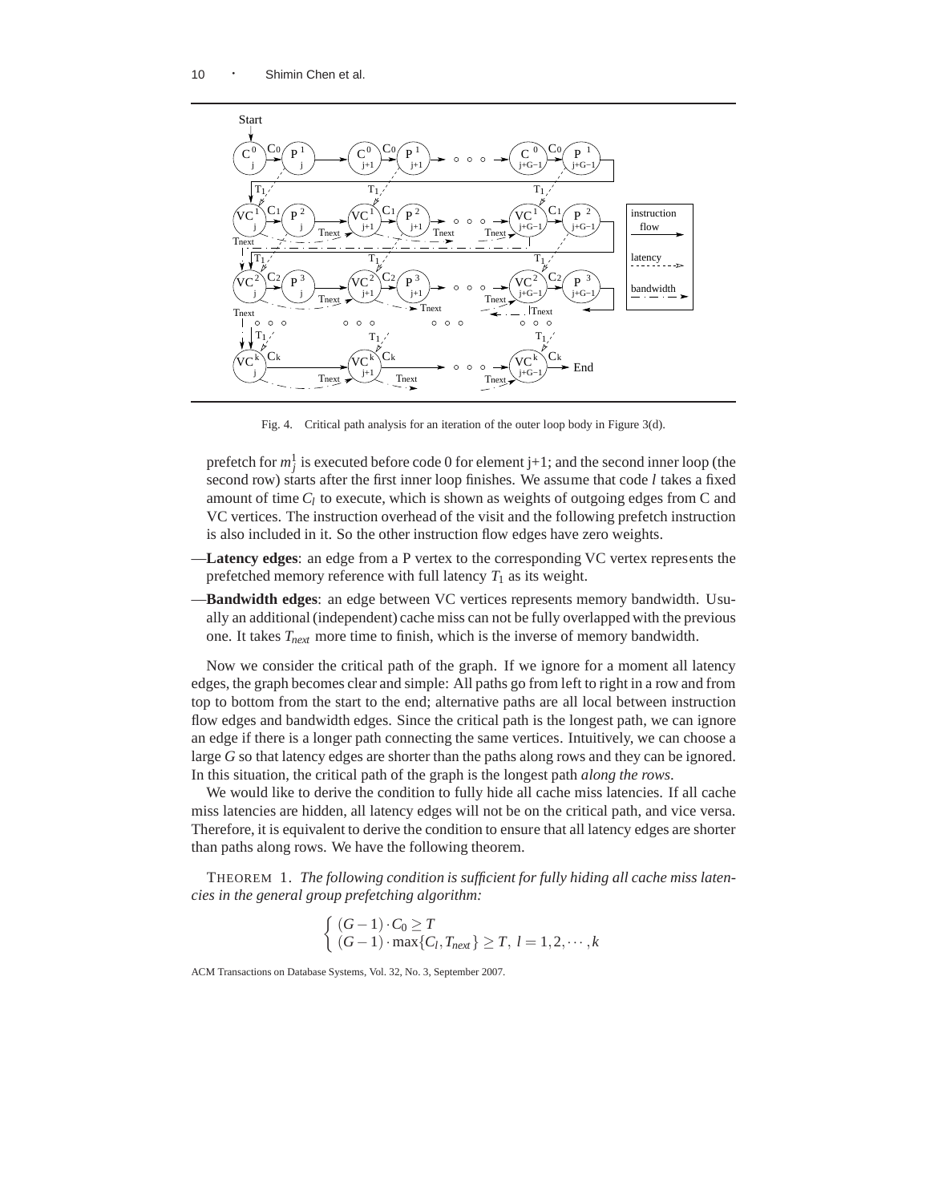Fig. 4. Critical path analysis for an iteration of the outer loop body in Figure 3(d).

prefetch for $m_j^1$ is executed before code 0 for element j+1; and the second inner loop (the second row) starts after the first inner loop finishes. We assume that code $l$ takes a fixed amount of time $C_l$ to execute, which is shown as weights of outgoing edges from C and VC vertices. The instruction overhead of the visit and the following prefetch instruction is also included in it. So the other instruction flow edges have zero weights.

—**Latency edges**: an edge from a P vertex to the corresponding VC vertex represents the prefetched memory reference with full latency $T_1$ as its weight.

—**Bandwidth edges**: an edge between VC vertices represents memory bandwidth. Usually an additional (independent) cache miss can not be fully overlapped with the previous one. It takes $T_{next}$ more time to finish, which is the inverse of memory bandwidth.

Now we consider the critical path of the graph. If we ignore for a moment all latency edges, the graph becomes clear and simple: All paths go from left to right in a row and from top to bottom from the start to the end; alternative paths are all local between instruction flow edges and bandwidth edges. Since the critical path is the longest path, we can ignore an edge if there is a longer path connecting the same vertices. Intuitively, we can choose a large $G$ so that latency edges are shorter than the paths along rows and they can be ignored. In this situation, the critical path of the graph is the longest path *along the rows*.

We would like to derive the condition to fully hide all cache miss latencies. If all cache miss latencies are hidden, all latency edges will not be on the critical path, and vice versa. Therefore, it is equivalent to derive the condition to ensure that all latency edges are shorter than paths along rows. We have the following theorem.

THEOREM 1. *The following condition is sufficient for fully hiding all cache miss latencies in the general group prefetching algorithm:*

$$\begin{cases} (G-1)\cdot C_0 \geq T \\ (G-1)\cdot \max\{C_l, T_{next}\} \geq T,\ l = 1, 2, \cdots, k \end{cases}$$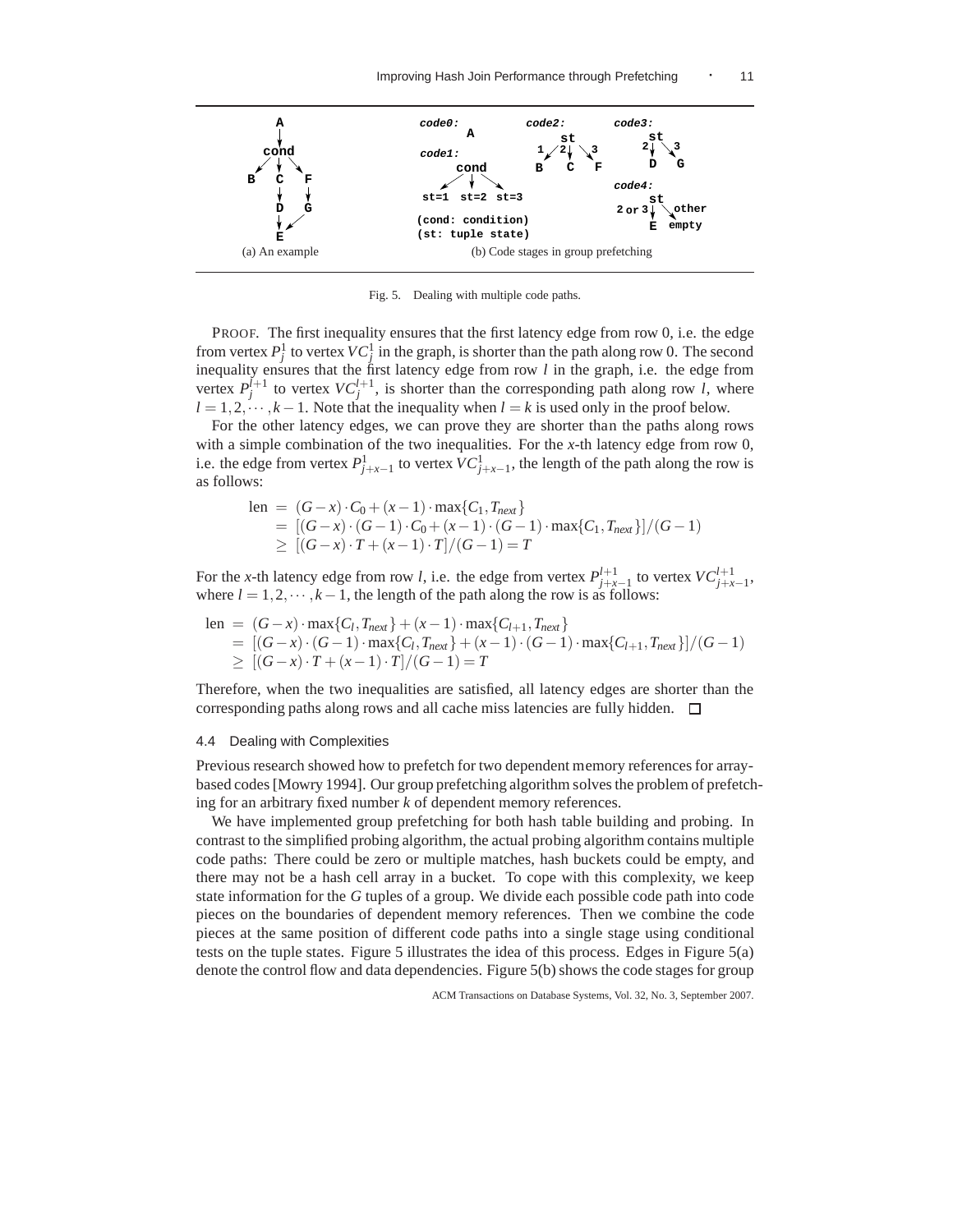(a) An example

(b) Code stages in group prefetching

Fig. 5. Dealing with multiple code paths.

PROOF. The first inequality ensures that the first latency edge from row 0, i.e. the edge from vertex $P_j^1$ to vertex $VC_j^1$ in the graph, is shorter than the path along row 0. The second inequality ensures that the first latency edge from row $l$ in the graph, i.e. the edge from vertex $P_j^{l+1}$ to vertex $VC_j^{l+1}$, is shorter than the corresponding path along row $l$, where $l = 1, 2, \cdots, k-1$. Note that the inequality when $l = k$ is used only in the proof below.

For the other latency edges, we can prove they are shorter than the paths along rows with a simple combination of the two inequalities. For the $x$-th latency edge from row 0, i.e. the edge from vertex $P_{j+x-1}^1$ to vertex $VC_{j+x-1}^1$, the length of the path along the row is as follows:

$$
\begin{aligned}
\text{len} &= (G-x)\cdot C_0 + (x-1)\cdot \max\{C_1, T_{next}\} \\
&= [(G-x)\cdot(G-1)\cdot C_0 + (x-1)\cdot(G-1)\cdot \max\{C_1, T_{next}\}]/(G-1) \\
&\geq [(G-x)\cdot T + (x-1)\cdot T]/(G-1) = T
\end{aligned}
$$

For the $x$-th latency edge from row $l$, i.e. the edge from vertex $P_{j+x-1}^{l+1}$ to vertex $VC_{j+x-1}^{l+1}$, where $l = 1, 2, \cdots, k-1$, the length of the path along the row is as follows:

$$
\begin{aligned}
\text{len} &= (G-x)\cdot \max\{C_l, T_{next}\} + (x-1)\cdot \max\{C_{l+1}, T_{next}\} \\
&= [(G-x)\cdot(G-1)\cdot \max\{C_l, T_{next}\} + (x-1)\cdot(G-1)\cdot \max\{C_{l+1}, T_{next}\}]/(G-1) \\
&\geq [(G-x)\cdot T + (x-1)\cdot T]/(G-1) = T
\end{aligned}
$$

Therefore, when the two inequalities are satisfied, all latency edges are shorter than the corresponding paths along rows and all cache miss latencies are fully hidden. □

### 4.4 Dealing with Complexities

Previous research showed how to prefetch for two dependent memory references for array-based codes [Mowry 1994]. Our group prefetching algorithm solves the problem of prefetching for an arbitrary fixed number $k$ of dependent memory references.

We have implemented group prefetching for both hash table building and probing. In contrast to the simplified probing algorithm, the actual probing algorithm contains multiple code paths: There could be zero or multiple matches, hash buckets could be empty, and there may not be a hash cell array in a bucket. To cope with this complexity, we keep state information for the $G$ tuples of a group. We divide each possible code path into code pieces on the boundaries of dependent memory references. Then we combine the code pieces at the same position of different code paths into a single stage using conditional tests on the tuple states. Figure 5 illustrates the idea of this process. Edges in Figure 5(a) denote the control flow and data dependencies. Figure 5(b) shows the code stages for group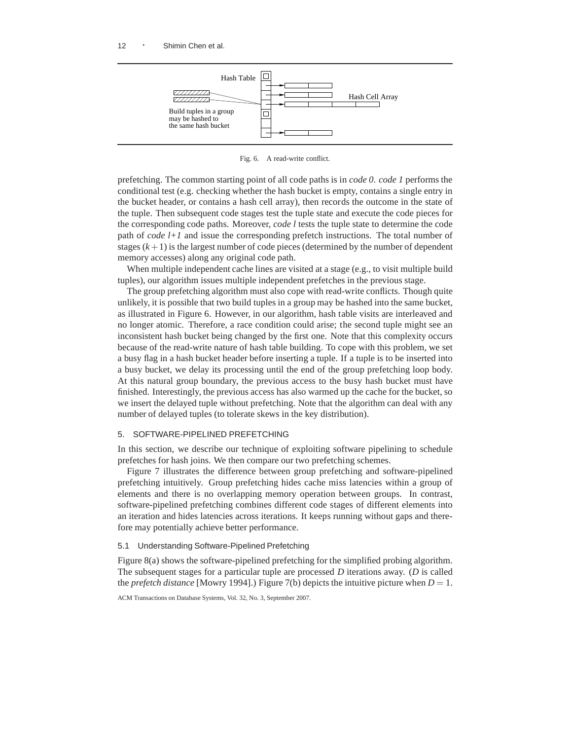Hash Table

Hash Cell Array

Build tuples in a group may be hashed to the same hash bucket

Fig. 6. A read-write conflict.

prefetching. The common starting point of all code paths is in *code 0*. *code 1* performs the conditional test (e.g. checking whether the hash bucket is empty, contains a single entry in the bucket header, or contains a hash cell array), then records the outcome in the state of the tuple. Then subsequent code stages test the tuple state and execute the code pieces for the corresponding code paths. Moreover, *code l* tests the tuple state to determine the code path of *code l+1* and issue the corresponding prefetch instructions. The total number of stages $(k+1)$ is the largest number of code pieces (determined by the number of dependent memory accesses) along any original code path.

When multiple independent cache lines are visited at a stage (e.g., to visit multiple build tuples), our algorithm issues multiple independent prefetches in the previous stage.

The group prefetching algorithm must also cope with read-write conflicts. Though quite unlikely, it is possible that two build tuples in a group may be hashed into the same bucket, as illustrated in Figure 6. However, in our algorithm, hash table visits are interleaved and no longer atomic. Therefore, a race condition could arise; the second tuple might see an inconsistent hash bucket being changed by the first one. Note that this complexity occurs because of the read-write nature of hash table building. To cope with this problem, we set a busy flag in a hash bucket header before inserting a tuple. If a tuple is to be inserted into a busy bucket, we delay its processing until the end of the group prefetching loop body. At this natural group boundary, the previous access to the busy hash bucket must have finished. Interestingly, the previous access has also warmed up the cache for the bucket, so we insert the delayed tuple without prefetching. Note that the algorithm can deal with any number of delayed tuples (to tolerate skews in the key distribution).

## 5. SOFTWARE-PIPELINED PREFETCHING

In this section, we describe our technique of exploiting software pipelining to schedule prefetches for hash joins. We then compare our two prefetching schemes.

Figure 7 illustrates the difference between group prefetching and software-pipelined prefetching intuitively. Group prefetching hides cache miss latencies within a group of elements and there is no overlapping memory operation between groups. In contrast, software-pipelined prefetching combines different code stages of different elements into an iteration and hides latencies across iterations. It keeps running without gaps and therefore may potentially achieve better performance.

### 5.1 Understanding Software-Pipelined Prefetching

Figure 8(a) shows the software-pipelined prefetching for the simplified probing algorithm. The subsequent stages for a particular tuple are processed $D$ iterations away. ($D$ is called the *prefetch distance* [Mowry 1994].) Figure 7(b) depicts the intuitive picture when $D=1$.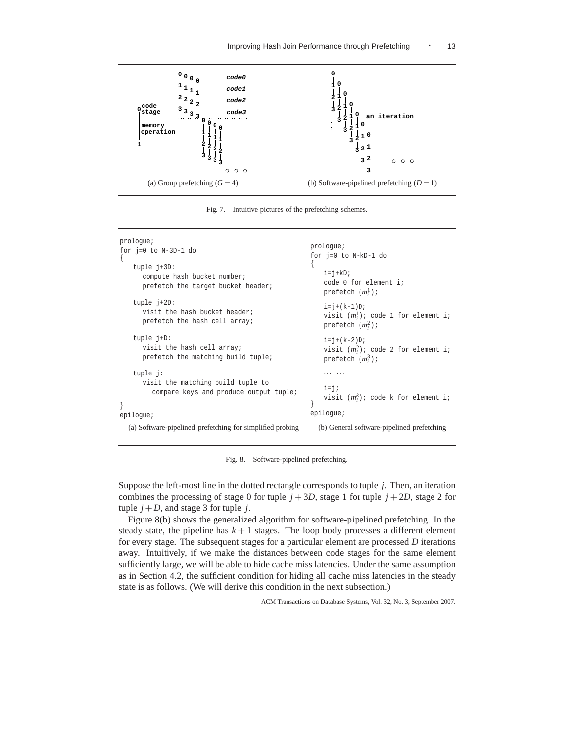(a) Group prefetching ($G = 4$)

(b) Software-pipelined prefetching ($D = 1$)

Fig. 7. Intuitive pictures of the prefetching schemes.

```
prologue;
for j=0 to N-3D-1 do
{
    tuple j+3D:
      compute hash bucket number;
      prefetch the target bucket header;

    tuple j+2D:
      visit the hash bucket header;
      prefetch the hash cell array;

    tuple j+D:
      visit the hash cell array;
      prefetch the matching build tuple;

    tuple j:
      visit the matching build tuple to
        compare keys and produce output tuple;
}
epilogue;
```

(a) Software-pipelined prefetching for simplified probing

```
prologue;
for j=0 to N-kD-1 do
{
    i=j+kD;
    code 0 for element i;
    prefetch (m_i^1);

    i=j+(k-1)D;
    visit (m_i^1); code 1 for element i;
    prefetch (m_i^2);

    i=j+(k-2)D;
    visit (m_i^2); code 2 for element i;
    prefetch (m_i^3);

    ... ...

    i=j;
    visit (m_i^k); code k for element i;
}
epilogue;
```

(b) General software-pipelined prefetching

Fig. 8. Software-pipelined prefetching.

Suppose the left-most line in the dotted rectangle corresponds to tuple $j$. Then, an iteration combines the processing of stage 0 for tuple $j + 3D$, stage 1 for tuple $j + 2D$, stage 2 for tuple $j + D$, and stage 3 for tuple $j$.

Figure 8(b) shows the generalized algorithm for software-pipelined prefetching. In the steady state, the pipeline has $k + 1$ stages. The loop body processes a different element for every stage. The subsequent stages for a particular element are processed $D$ iterations away. Intuitively, if we make the distances between code stages for the same element sufficiently large, we will be able to hide cache miss latencies. Under the same assumption as in Section 4.2, the sufficient condition for hiding all cache miss latencies in the steady state is as follows. (We will derive this condition in the next subsection.)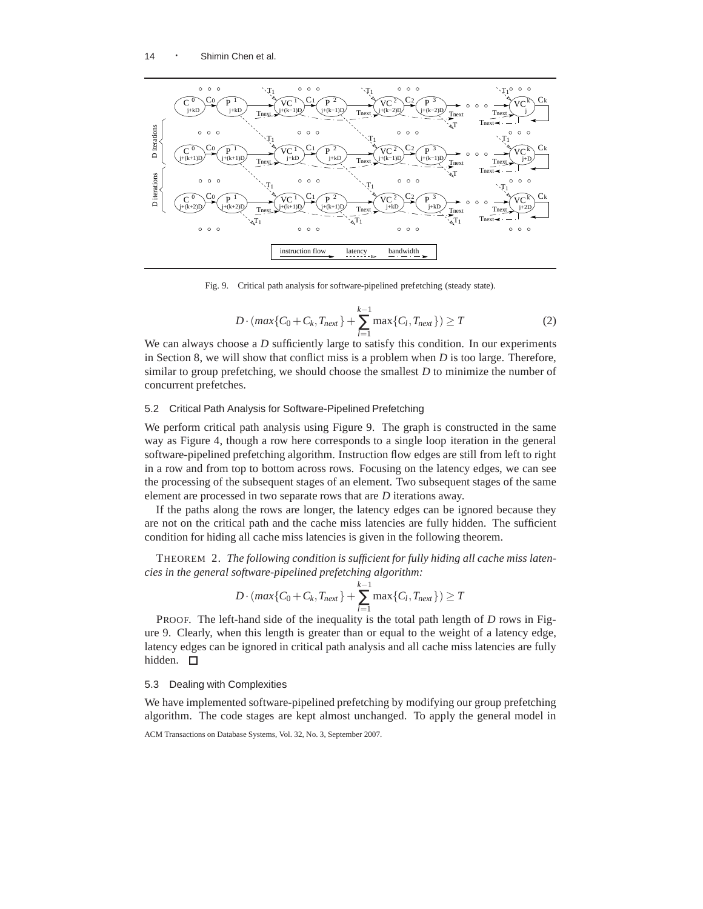Fig. 9. Critical path analysis for software-pipelined prefetching (steady state).

$$D \cdot (max\{C_0 + C_k, T_{next}\} + \sum_{l=1}^{k-1} \max\{C_l, T_{next}\}) \geq T \quad (2)$$

We can always choose a $D$ sufficiently large to satisfy this condition. In our experiments in Section 8, we will show that conflict miss is a problem when $D$ is too large. Therefore, similar to group prefetching, we should choose the smallest $D$ to minimize the number of concurrent prefetches.

### 5.2 Critical Path Analysis for Software-Pipelined Prefetching

We perform critical path analysis using Figure 9. The graph is constructed in the same way as Figure 4, though a row here corresponds to a single loop iteration in the general software-pipelined prefetching algorithm. Instruction flow edges are still from left to right in a row and from top to bottom across rows. Focusing on the latency edges, we can see the processing of the subsequent stages of an element. Two subsequent stages of the same element are processed in two separate rows that are $D$ iterations away.

If the paths along the rows are longer, the latency edges can be ignored because they are not on the critical path and the cache miss latencies are fully hidden. The sufficient condition for hiding all cache miss latencies is given in the following theorem.

THEOREM 2. *The following condition is sufficient for fully hiding all cache miss latencies in the general software-pipelined prefetching algorithm:*

$$D \cdot (max\{C_0 + C_k, T_{next}\} + \sum_{l=1}^{k-1} \max\{C_l, T_{next}\}) \geq T$$

PROOF. The left-hand side of the inequality is the total path length of $D$ rows in Figure 9. Clearly, when this length is greater than or equal to the weight of a latency edge, latency edges can be ignored in critical path analysis and all cache miss latencies are fully hidden. □

### 5.3 Dealing with Complexities

We have implemented software-pipelined prefetching by modifying our group prefetching algorithm. The code stages are kept almost unchanged. To apply the general model in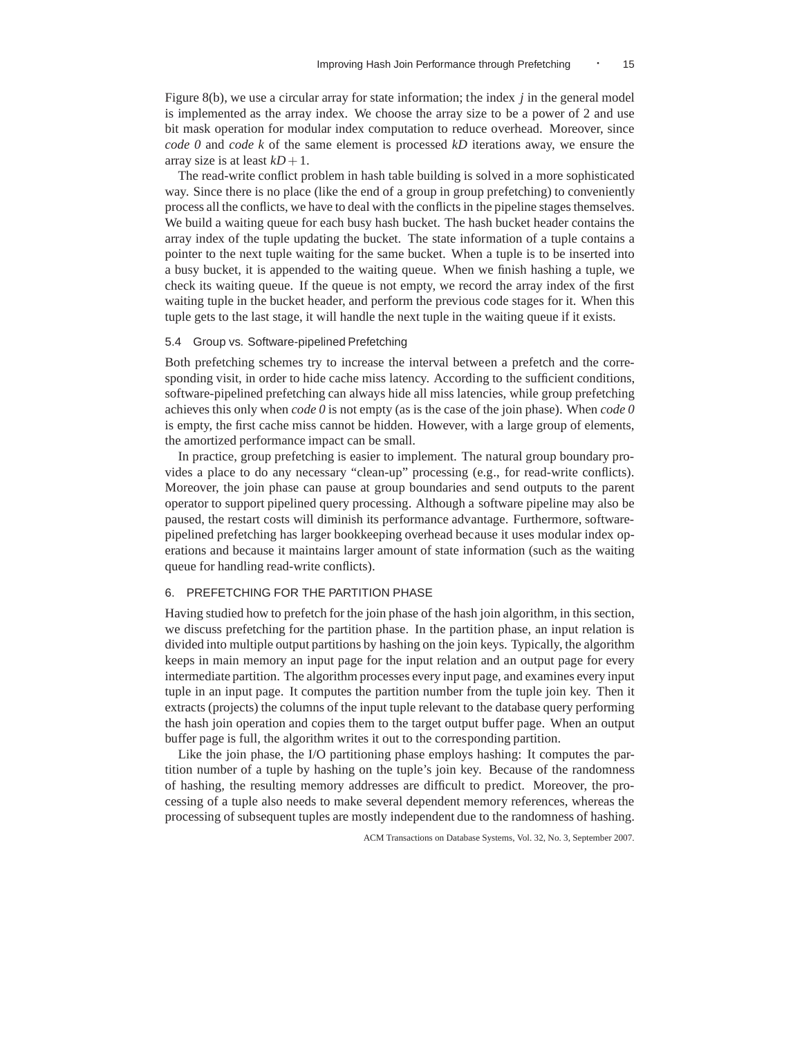Figure 8(b), we use a circular array for state information; the index $j$ in the general model is implemented as the array index. We choose the array size to be a power of 2 and use bit mask operation for modular index computation to reduce overhead. Moreover, since *code 0* and *code k* of the same element is processed $kD$ iterations away, we ensure the array size is at least $kD+1$.

The read-write conflict problem in hash table building is solved in a more sophisticated way. Since there is no place (like the end of a group in group prefetching) to conveniently process all the conflicts, we have to deal with the conflicts in the pipeline stages themselves. We build a waiting queue for each busy hash bucket. The hash bucket header contains the array index of the tuple updating the bucket. The state information of a tuple contains a pointer to the next tuple waiting for the same bucket. When a tuple is to be inserted into a busy bucket, it is appended to the waiting queue. When we finish hashing a tuple, we check its waiting queue. If the queue is not empty, we record the array index of the first waiting tuple in the bucket header, and perform the previous code stages for it. When this tuple gets to the last stage, it will handle the next tuple in the waiting queue if it exists.

### 5.4 Group vs. Software-pipelined Prefetching

Both prefetching schemes try to increase the interval between a prefetch and the corresponding visit, in order to hide cache miss latency. According to the sufficient conditions, software-pipelined prefetching can always hide all miss latencies, while group prefetching achieves this only when *code 0* is not empty (as is the case of the join phase). When *code 0* is empty, the first cache miss cannot be hidden. However, with a large group of elements, the amortized performance impact can be small.

In practice, group prefetching is easier to implement. The natural group boundary provides a place to do any necessary "clean-up" processing (e.g., for read-write conflicts). Moreover, the join phase can pause at group boundaries and send outputs to the parent operator to support pipelined query processing. Although a software pipeline may also be paused, the restart costs will diminish its performance advantage. Furthermore, software-pipelined prefetching has larger bookkeeping overhead because it uses modular index operations and because it maintains larger amount of state information (such as the waiting queue for handling read-write conflicts).

## 6. PREFETCHING FOR THE PARTITION PHASE

Having studied how to prefetch for the join phase of the hash join algorithm, in this section, we discuss prefetching for the partition phase. In the partition phase, an input relation is divided into multiple output partitions by hashing on the join keys. Typically, the algorithm keeps in main memory an input page for the input relation and an output page for every intermediate partition. The algorithm processes every input page, and examines every input tuple in an input page. It computes the partition number from the tuple join key. Then it extracts (projects) the columns of the input tuple relevant to the database query performing the hash join operation and copies them to the target output buffer page. When an output buffer page is full, the algorithm writes it out to the corresponding partition.

Like the join phase, the I/O partitioning phase employs hashing: It computes the partition number of a tuple by hashing on the tuple's join key. Because of the randomness of hashing, the resulting memory addresses are difficult to predict. Moreover, the processing of a tuple also needs to make several dependent memory references, whereas the processing of subsequent tuples are mostly independent due to the randomness of hashing.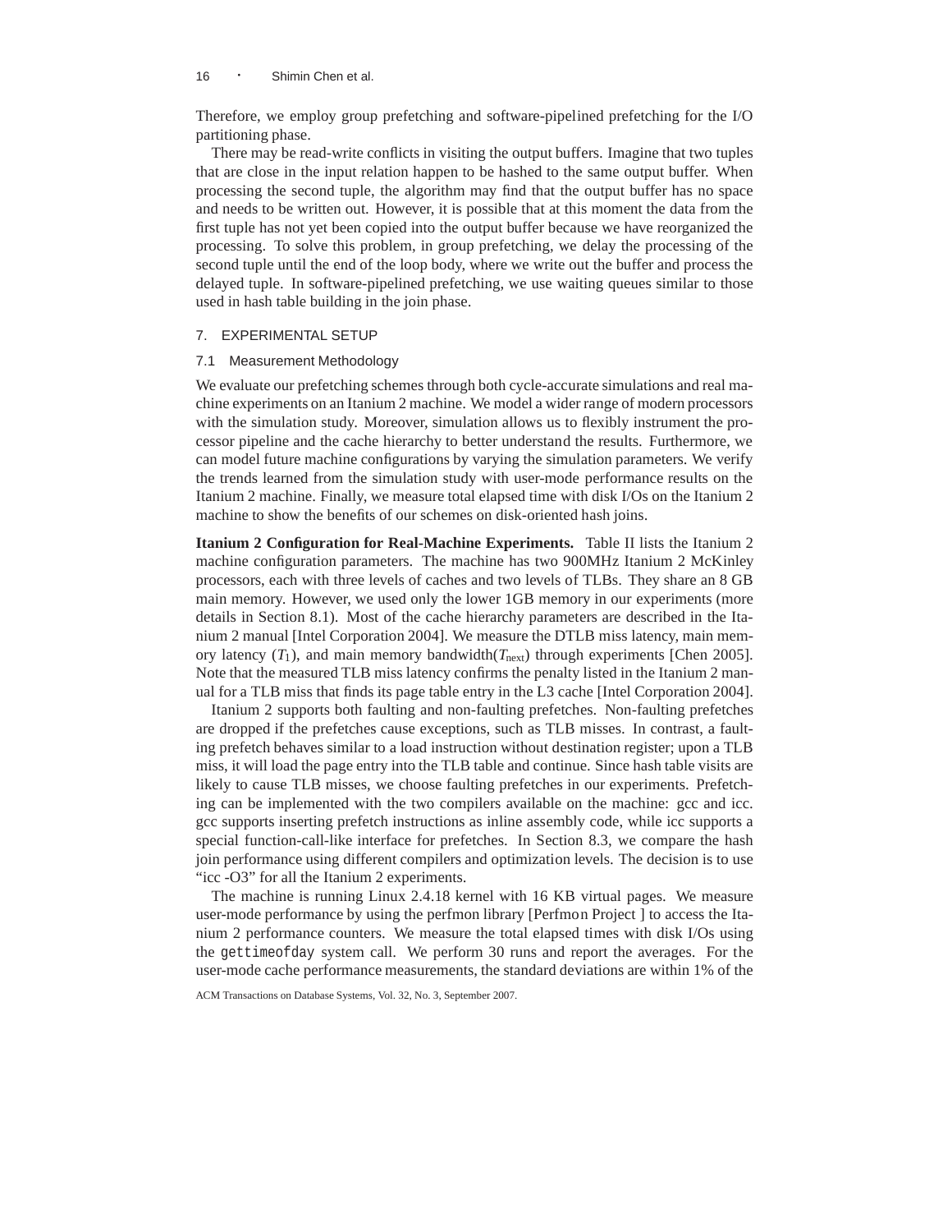Therefore, we employ group prefetching and software-pipelined prefetching for the I/O partitioning phase.

There may be read-write conflicts in visiting the output buffers. Imagine that two tuples that are close in the input relation happen to be hashed to the same output buffer. When processing the second tuple, the algorithm may find that the output buffer has no space and needs to be written out. However, it is possible that at this moment the data from the first tuple has not yet been copied into the output buffer because we have reorganized the processing. To solve this problem, in group prefetching, we delay the processing of the second tuple until the end of the loop body, where we write out the buffer and process the delayed tuple. In software-pipelined prefetching, we use waiting queues similar to those used in hash table building in the join phase.

## 7. EXPERIMENTAL SETUP

### 7.1 Measurement Methodology

We evaluate our prefetching schemes through both cycle-accurate simulations and real machine experiments on an Itanium 2 machine. We model a wider range of modern processors with the simulation study. Moreover, simulation allows us to flexibly instrument the processor pipeline and the cache hierarchy to better understand the results. Furthermore, we can model future machine configurations by varying the simulation parameters. We verify the trends learned from the simulation study with user-mode performance results on the Itanium 2 machine. Finally, we measure total elapsed time with disk I/Os on the Itanium 2 machine to show the benefits of our schemes on disk-oriented hash joins.

**Itanium 2 Configuration for Real-Machine Experiments.** Table II lists the Itanium 2 machine configuration parameters. The machine has two 900MHz Itanium 2 McKinley processors, each with three levels of caches and two levels of TLBs. They share an 8 GB main memory. However, we used only the lower 1GB memory in our experiments (more details in Section 8.1). Most of the cache hierarchy parameters are described in the Itanium 2 manual [Intel Corporation 2004]. We measure the DTLB miss latency, main memory latency ($T_1$), and main memory bandwidth($T_{next}$) through experiments [Chen 2005]. Note that the measured TLB miss latency confirms the penalty listed in the Itanium 2 manual for a TLB miss that finds its page table entry in the L3 cache [Intel Corporation 2004].

Itanium 2 supports both faulting and non-faulting prefetches. Non-faulting prefetches are dropped if the prefetches cause exceptions, such as TLB misses. In contrast, a faulting prefetch behaves similar to a load instruction without destination register; upon a TLB miss, it will load the page entry into the TLB table and continue. Since hash table visits are likely to cause TLB misses, we choose faulting prefetches in our experiments. Prefetching can be implemented with the two compilers available on the machine: gcc and icc. gcc supports inserting prefetch instructions as inline assembly code, while icc supports a special function-call-like interface for prefetches. In Section 8.3, we compare the hash join performance using different compilers and optimization levels. The decision is to use "icc -O3" for all the Itanium 2 experiments.

The machine is running Linux 2.4.18 kernel with 16 KB virtual pages. We measure user-mode performance by using the perfmon library [Perfmon Project ] to access the Itanium 2 performance counters. We measure the total elapsed times with disk I/Os using the `gettimeofday` system call. We perform 30 runs and report the averages. For the user-mode cache performance measurements, the standard deviations are within 1% of the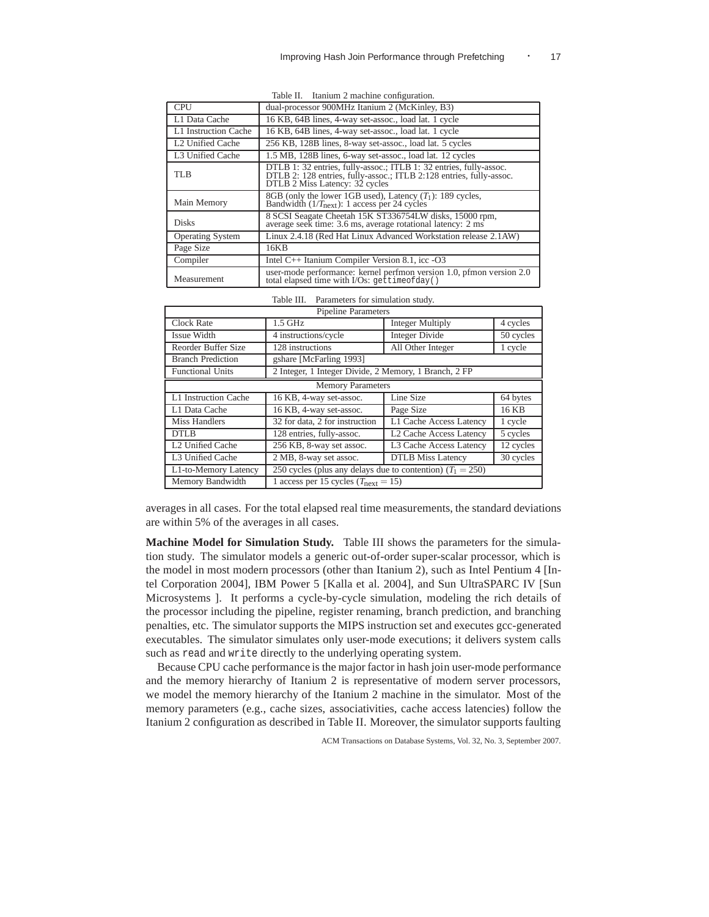Table II. Itanium 2 machine configuration.

| | |
|---|---|
| CPU | dual-processor 900MHz Itanium 2 (McKinley, B3) |
| L1 Data Cache | 16 KB, 64B lines, 4-way set-assoc., load lat. 1 cycle |
| L1 Instruction Cache | 16 KB, 64B lines, 4-way set-assoc., load lat. 1 cycle |
| L2 Unified Cache | 256 KB, 128B lines, 8-way set-assoc., load lat. 5 cycles |
| L3 Unified Cache | 1.5 MB, 128B lines, 6-way set-assoc., load lat. 12 cycles |
| TLB | DTLB 1: 32 entries, fully-assoc.; ITLB 1: 32 entries, fully-assoc. DTLB 2: 128 entries, fully-assoc.; ITLB 2:128 entries, fully-assoc. DTLB 2 Miss Latency: 32 cycles |
| Main Memory | 8GB (only the lower 1GB used), Latency ($T_1$): 189 cycles, Bandwidth ($1/T_{\text{next}}$): 1 access per 24 cycles |
| Disks | 8 SCSI Seagate Cheetah 15K ST336754LW disks, 15000 rpm, average seek time: 3.6 ms, average rotational latency: 2 ms |
| Operating System | Linux 2.4.18 (Red Hat Linux Advanced Workstation release 2.1AW) |
| Page Size | 16KB |
| Compiler | Intel C++ Itanium Compiler Version 8.1, icc -O3 |
| Measurement | user-mode performance: kernel perfmon version 1.0, pfmon version 2.0 total elapsed time with I/Os: `gettimeofday()` |

Table III. Parameters for simulation study.

| Pipeline Parameters | | | |
|---|---|---|---|
| Clock Rate | 1.5 GHz | Integer Multiply | 4 cycles |
| Issue Width | 4 instructions/cycle | Integer Divide | 50 cycles |
| Reorder Buffer Size | 128 instructions | All Other Integer | 1 cycle |
| Branch Prediction | gshare [McFarling 1993] | | |
| Functional Units | 2 Integer, 1 Integer Divide, 2 Memory, 1 Branch, 2 FP | | |
| **Memory Parameters** | | | |
| L1 Instruction Cache | 16 KB, 4-way set-assoc. | Line Size | 64 bytes |
| L1 Data Cache | 16 KB, 4-way set-assoc. | Page Size | 16 KB |
| Miss Handlers | 32 for data, 2 for instruction | L1 Cache Access Latency | 1 cycle |
| DTLB | 128 entries, fully-assoc. | L2 Cache Access Latency | 5 cycles |
| L2 Unified Cache | 256 KB, 8-way set assoc. | L3 Cache Access Latency | 12 cycles |
| L3 Unified Cache | 2 MB, 8-way set assoc. | DTLB Miss Latency | 30 cycles |
| L1-to-Memory Latency | 250 cycles (plus any delays due to contention) ($T_1 = 250$) | | |
| Memory Bandwidth | 1 access per 15 cycles ($T_{\text{next}} = 15$) | | |

averages in all cases. For the total elapsed real time measurements, the standard deviations are within 5% of the averages in all cases.

**Machine Model for Simulation Study.** Table III shows the parameters for the simulation study. The simulator models a generic out-of-order super-scalar processor, which is the model in most modern processors (other than Itanium 2), such as Intel Pentium 4 [Intel Corporation 2004], IBM Power 5 [Kalla et al. 2004], and Sun UltraSPARC IV [Sun Microsystems ]. It performs a cycle-by-cycle simulation, modeling the rich details of the processor including the pipeline, register renaming, branch prediction, and branching penalties, etc. The simulator supports the MIPS instruction set and executes gcc-generated executables. The simulator simulates only user-mode executions; it delivers system calls such as `read` and `write` directly to the underlying operating system.

Because CPU cache performance is the major factor in hash join user-mode performance and the memory hierarchy of Itanium 2 is representative of modern server processors, we model the memory hierarchy of the Itanium 2 machine in the simulator. Most of the memory parameters (e.g., cache sizes, associativities, cache access latencies) follow the Itanium 2 configuration as described in Table II. Moreover, the simulator supports faulting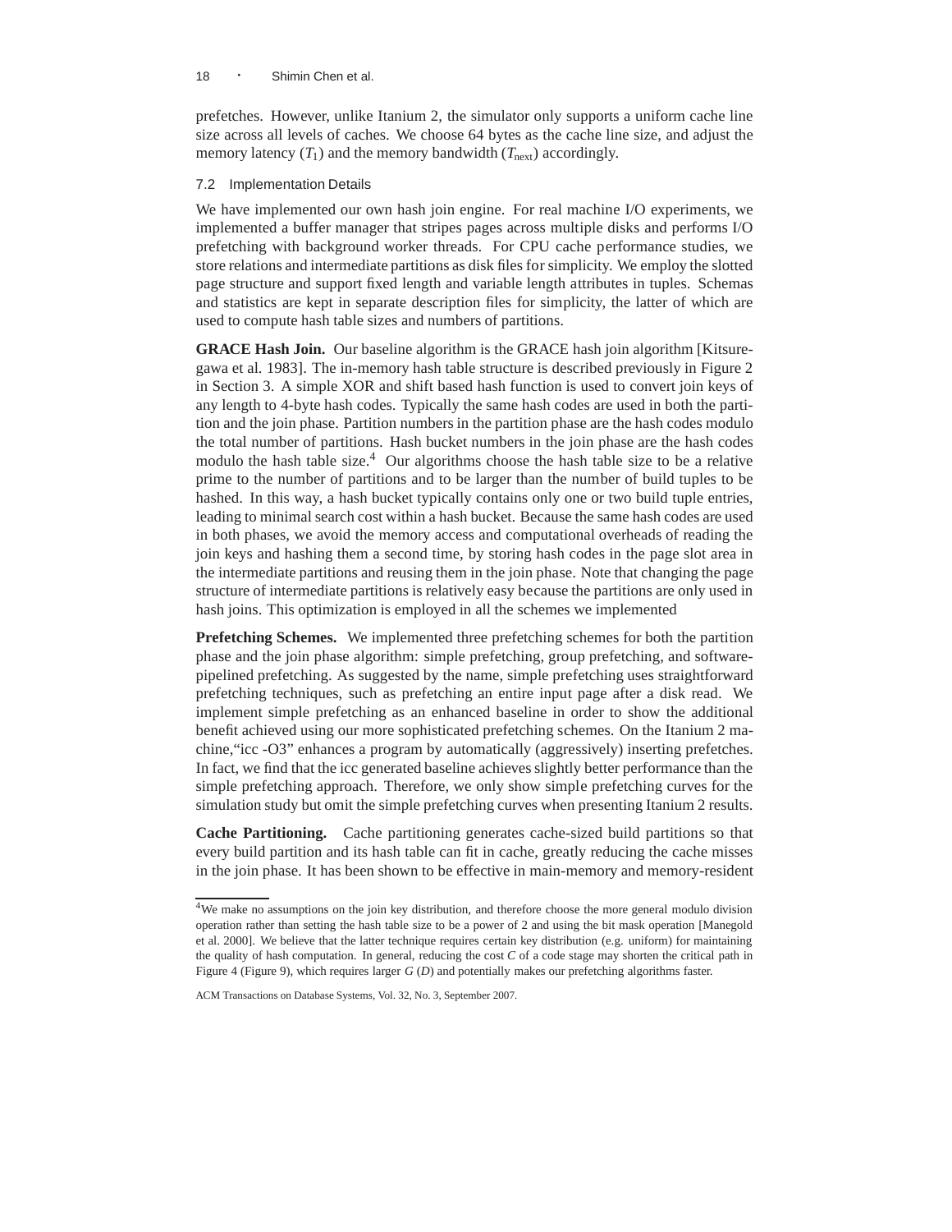prefetches. However, unlike Itanium 2, the simulator only supports a uniform cache line size across all levels of caches. We choose 64 bytes as the cache line size, and adjust the memory latency ($T_1$) and the memory bandwidth ($T_{next}$) accordingly.

### 7.2 Implementation Details

We have implemented our own hash join engine. For real machine I/O experiments, we implemented a buffer manager that stripes pages across multiple disks and performs I/O prefetching with background worker threads. For CPU cache performance studies, we store relations and intermediate partitions as disk files for simplicity. We employ the slotted page structure and support fixed length and variable length attributes in tuples. Schemas and statistics are kept in separate description files for simplicity, the latter of which are used to compute hash table sizes and numbers of partitions.

**GRACE Hash Join.** Our baseline algorithm is the GRACE hash join algorithm [Kitsuregawa et al. 1983]. The in-memory hash table structure is described previously in Figure 2 in Section 3. A simple XOR and shift based hash function is used to convert join keys of any length to 4-byte hash codes. Typically the same hash codes are used in both the partition and the join phase. Partition numbers in the partition phase are the hash codes modulo the total number of partitions. Hash bucket numbers in the join phase are the hash codes modulo the hash table size.[4] Our algorithms choose the hash table size to be a relative prime to the number of partitions and to be larger than the number of build tuples to be hashed. In this way, a hash bucket typically contains only one or two build tuple entries, leading to minimal search cost within a hash bucket. Because the same hash codes are used in both phases, we avoid the memory access and computational overheads of reading the join keys and hashing them a second time, by storing hash codes in the page slot area in the intermediate partitions and reusing them in the join phase. Note that changing the page structure of intermediate partitions is relatively easy because the partitions are only used in hash joins. This optimization is employed in all the schemes we implemented

**Prefetching Schemes.** We implemented three prefetching schemes for both the partition phase and the join phase algorithm: simple prefetching, group prefetching, and software-pipelined prefetching. As suggested by the name, simple prefetching uses straightforward prefetching techniques, such as prefetching an entire input page after a disk read. We implement simple prefetching as an enhanced baseline in order to show the additional benefit achieved using our more sophisticated prefetching schemes. On the Itanium 2 machine,"icc -O3" enhances a program by automatically (aggressively) inserting prefetches. In fact, we find that the icc generated baseline achieves slightly better performance than the simple prefetching approach. Therefore, we only show simple prefetching curves for the simulation study but omit the simple prefetching curves when presenting Itanium 2 results.

**Cache Partitioning.** Cache partitioning generates cache-sized build partitions so that every build partition and its hash table can fit in cache, greatly reducing the cache misses in the join phase. It has been shown to be effective in main-memory and memory-resident

---

[4] We make no assumptions on the join key distribution, and therefore choose the more general modulo division operation rather than setting the hash table size to be a power of 2 and using the bit mask operation [Manegold et al. 2000]. We believe that the latter technique requires certain key distribution (e.g. uniform) for maintaining the quality of hash computation. In general, reducing the cost $C$ of a code stage may shorten the critical path in Figure 4 (Figure 9), which requires larger $G$ ($D$) and potentially makes our prefetching algorithms faster.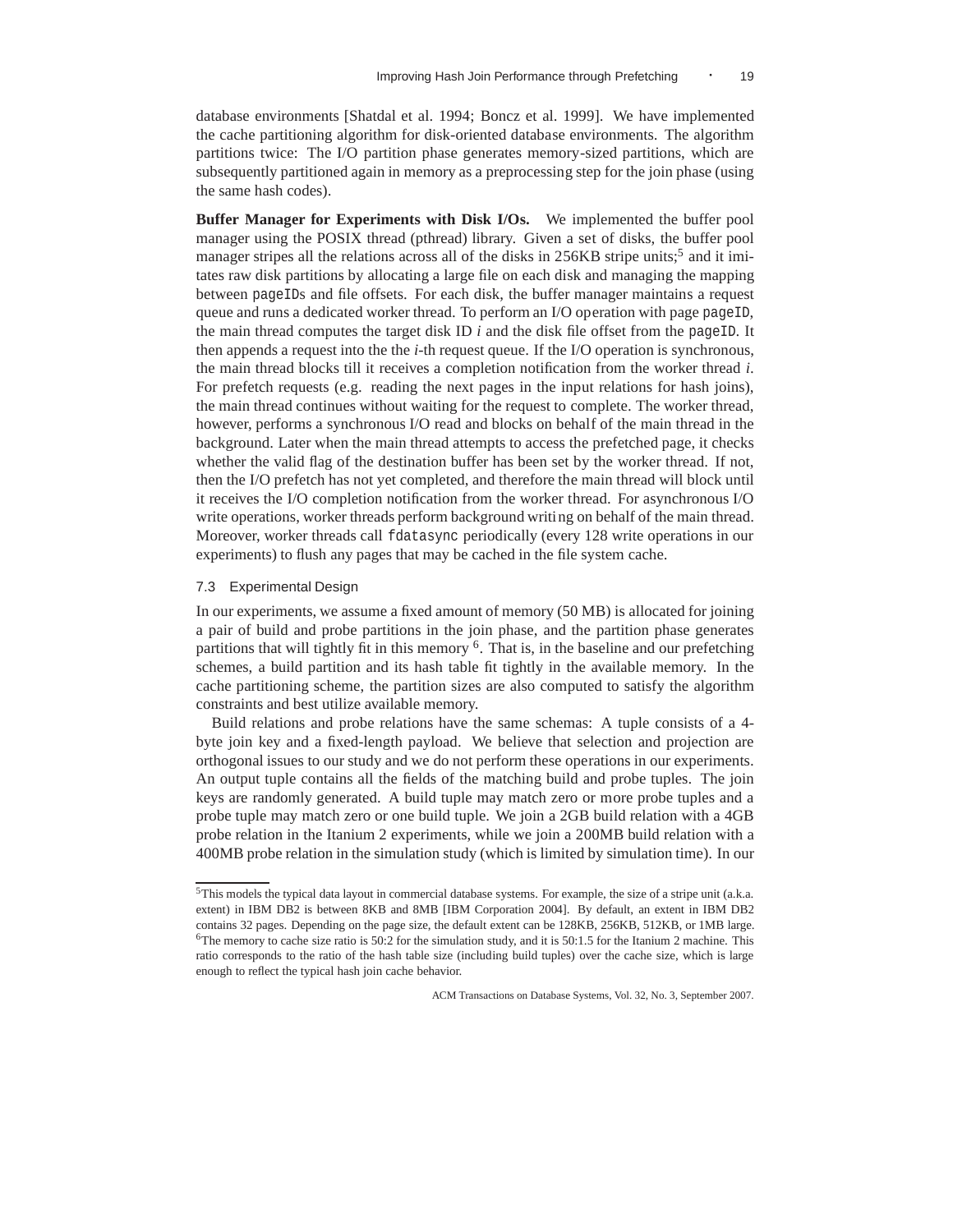database environments [Shatdal et al. 1994; Boncz et al. 1999]. We have implemented the cache partitioning algorithm for disk-oriented database environments. The algorithm partitions twice: The I/O partition phase generates memory-sized partitions, which are subsequently partitioned again in memory as a preprocessing step for the join phase (using the same hash codes).

**Buffer Manager for Experiments with Disk I/Os.** We implemented the buffer pool manager using the POSIX thread (pthread) library. Given a set of disks, the buffer pool manager stripes all the relations across all of the disks in 256KB stripe units;[5] and it imitates raw disk partitions by allocating a large file on each disk and managing the mapping between `pageID`s and file offsets. For each disk, the buffer manager maintains a request queue and runs a dedicated worker thread. To perform an I/O operation with page `pageID`, the main thread computes the target disk ID $i$ and the disk file offset from the `pageID`. It then appends a request into the the $i$-th request queue. If the I/O operation is synchronous, the main thread blocks till it receives a completion notification from the worker thread $i$. For prefetch requests (e.g. reading the next pages in the input relations for hash joins), the main thread continues without waiting for the request to complete. The worker thread, however, performs a synchronous I/O read and blocks on behalf of the main thread in the background. Later when the main thread attempts to access the prefetched page, it checks whether the valid flag of the destination buffer has been set by the worker thread. If not, then the I/O prefetch has not yet completed, and therefore the main thread will block until it receives the I/O completion notification from the worker thread. For asynchronous I/O write operations, worker threads perform background writing on behalf of the main thread. Moreover, worker threads call `fdatasync` periodically (every 128 write operations in our experiments) to flush any pages that may be cached in the file system cache.

### 7.3 Experimental Design

In our experiments, we assume a fixed amount of memory (50 MB) is allocated for joining a pair of build and probe partitions in the join phase, and the partition phase generates partitions that will tightly fit in this memory [6]. That is, in the baseline and our prefetching schemes, a build partition and its hash table fit tightly in the available memory. In the cache partitioning scheme, the partition sizes are also computed to satisfy the algorithm constraints and best utilize available memory.

Build relations and probe relations have the same schemas: A tuple consists of a 4-byte join key and a fixed-length payload. We believe that selection and projection are orthogonal issues to our study and we do not perform these operations in our experiments. An output tuple contains all the fields of the matching build and probe tuples. The join keys are randomly generated. A build tuple may match zero or more probe tuples and a probe tuple may match zero or one build tuple. We join a 2GB build relation with a 4GB probe relation in the Itanium 2 experiments, while we join a 200MB build relation with a 400MB probe relation in the simulation study (which is limited by simulation time). In our

---

[5] This models the typical data layout in commercial database systems. For example, the size of a stripe unit (a.k.a. extent) in IBM DB2 is between 8KB and 8MB [IBM Corporation 2004]. By default, an extent in IBM DB2 contains 32 pages. Depending on the page size, the default extent can be 128KB, 256KB, 512KB, or 1MB large.

[6] The memory to cache size ratio is 50:2 for the simulation study, and it is 50:1.5 for the Itanium 2 machine. This ratio corresponds to the ratio of the hash table size (including build tuples) over the cache size, which is large enough to reflect the typical hash join cache behavior.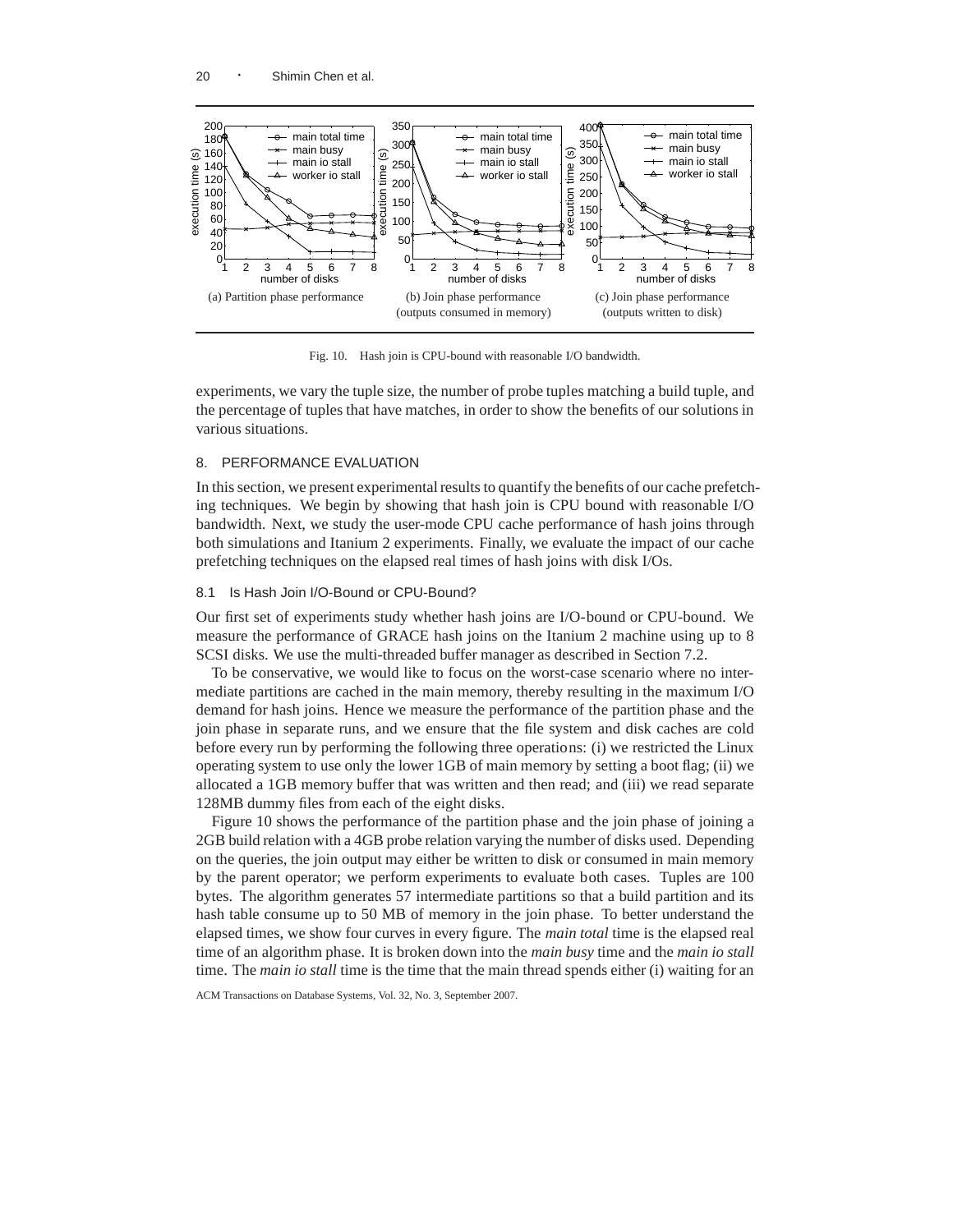(a) Partition phase performance

(b) Join phase performance (outputs consumed in memory)

(c) Join phase performance (outputs written to disk)

Fig. 10. Hash join is CPU-bound with reasonable I/O bandwidth.

experiments, we vary the tuple size, the number of probe tuples matching a build tuple, and the percentage of tuples that have matches, in order to show the benefits of our solutions in various situations.

## 8. PERFORMANCE EVALUATION

In this section, we present experimental results to quantify the benefits of our cache prefetching techniques. We begin by showing that hash join is CPU bound with reasonable I/O bandwidth. Next, we study the user-mode CPU cache performance of hash joins through both simulations and Itanium 2 experiments. Finally, we evaluate the impact of our cache prefetching techniques on the elapsed real times of hash joins with disk I/Os.

### 8.1 Is Hash Join I/O-Bound or CPU-Bound?

Our first set of experiments study whether hash joins are I/O-bound or CPU-bound. We measure the performance of GRACE hash joins on the Itanium 2 machine using up to 8 SCSI disks. We use the multi-threaded buffer manager as described in Section 7.2.

To be conservative, we would like to focus on the worst-case scenario where no intermediate partitions are cached in the main memory, thereby resulting in the maximum I/O demand for hash joins. Hence we measure the performance of the partition phase and the join phase in separate runs, and we ensure that the file system and disk caches are cold before every run by performing the following three operations: (i) we restricted the Linux operating system to use only the lower 1GB of main memory by setting a boot flag; (ii) we allocated a 1GB memory buffer that was written and then read; and (iii) we read separate 128MB dummy files from each of the eight disks.

Figure 10 shows the performance of the partition phase and the join phase of joining a 2GB build relation with a 4GB probe relation varying the number of disks used. Depending on the queries, the join output may either be written to disk or consumed in main memory by the parent operator; we perform experiments to evaluate both cases. Tuples are 100 bytes. The algorithm generates 57 intermediate partitions so that a build partition and its hash table consume up to 50 MB of memory in the join phase. To better understand the elapsed times, we show four curves in every figure. The *main total* time is the elapsed real time of an algorithm phase. It is broken down into the *main busy* time and the *main io stall* time. The *main io stall* time is the time that the main thread spends either (i) waiting for an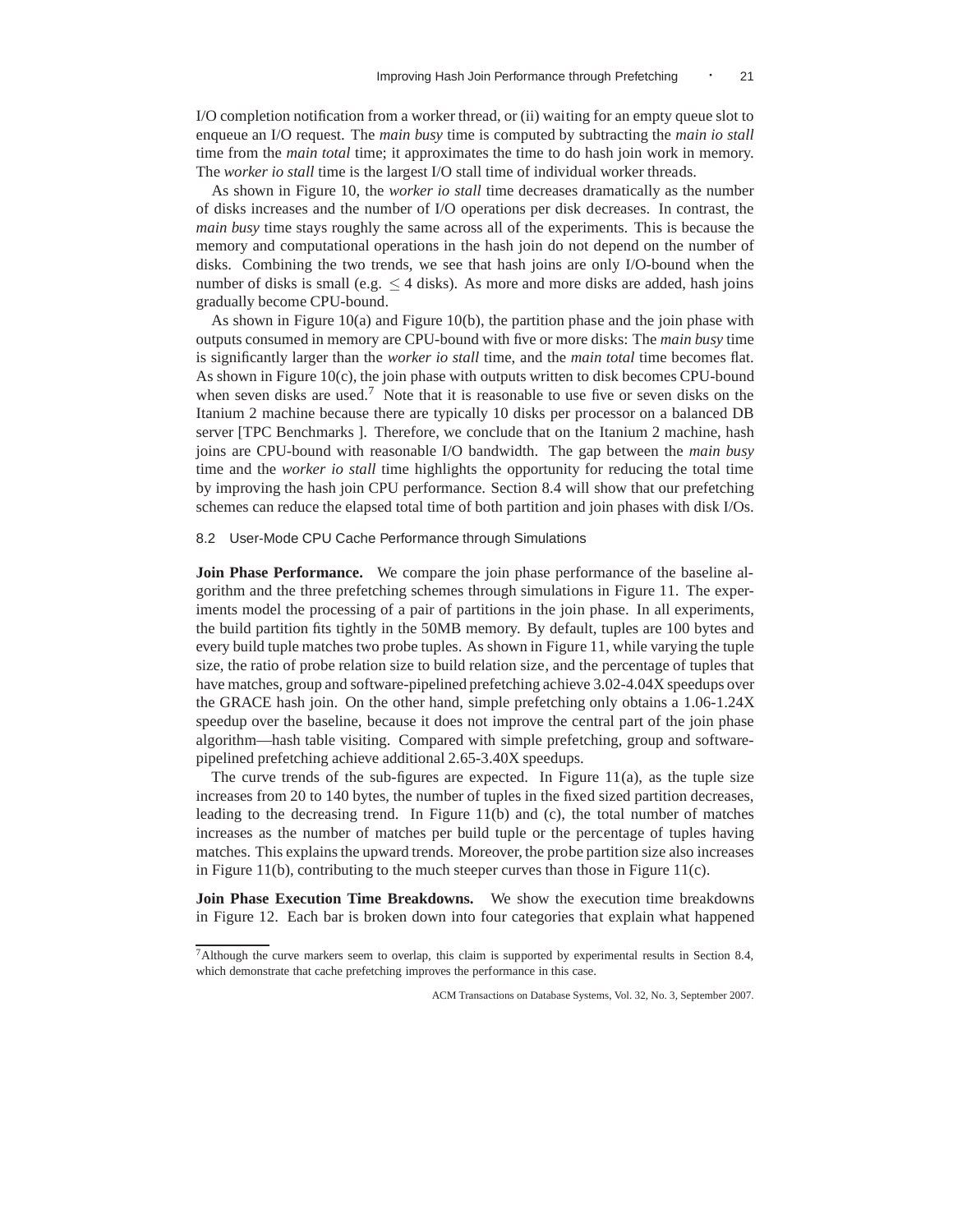I/O completion notification from a worker thread, or (ii) waiting for an empty queue slot to enqueue an I/O request. The *main busy* time is computed by subtracting the *main io stall* time from the *main total* time; it approximates the time to do hash join work in memory. The *worker io stall* time is the largest I/O stall time of individual worker threads.

As shown in Figure 10, the *worker io stall* time decreases dramatically as the number of disks increases and the number of I/O operations per disk decreases. In contrast, the *main busy* time stays roughly the same across all of the experiments. This is because the memory and computational operations in the hash join do not depend on the number of disks. Combining the two trends, we see that hash joins are only I/O-bound when the number of disks is small (e.g. $\leq 4$ disks). As more and more disks are added, hash joins gradually become CPU-bound.

As shown in Figure 10(a) and Figure 10(b), the partition phase and the join phase with outputs consumed in memory are CPU-bound with five or more disks: The *main busy* time is significantly larger than the *worker io stall* time, and the *main total* time becomes flat. As shown in Figure 10(c), the join phase with outputs written to disk becomes CPU-bound when seven disks are used.[7] Note that it is reasonable to use five or seven disks on the Itanium 2 machine because there are typically 10 disks per processor on a balanced DB server [TPC Benchmarks ]. Therefore, we conclude that on the Itanium 2 machine, hash joins are CPU-bound with reasonable I/O bandwidth. The gap between the *main busy* time and the *worker io stall* time highlights the opportunity for reducing the total time by improving the hash join CPU performance. Section 8.4 will show that our prefetching schemes can reduce the elapsed total time of both partition and join phases with disk I/Os.

### 8.2 User-Mode CPU Cache Performance through Simulations

**Join Phase Performance.** We compare the join phase performance of the baseline algorithm and the three prefetching schemes through simulations in Figure 11. The experiments model the processing of a pair of partitions in the join phase. In all experiments, the build partition fits tightly in the 50MB memory. By default, tuples are 100 bytes and every build tuple matches two probe tuples. As shown in Figure 11, while varying the tuple size, the ratio of probe relation size to build relation size, and the percentage of tuples that have matches, group and software-pipelined prefetching achieve 3.02-4.04X speedups over the GRACE hash join. On the other hand, simple prefetching only obtains a 1.06-1.24X speedup over the baseline, because it does not improve the central part of the join phase algorithm—hash table visiting. Compared with simple prefetching, group and software-pipelined prefetching achieve additional 2.65-3.40X speedups.

The curve trends of the sub-figures are expected. In Figure 11(a), as the tuple size increases from 20 to 140 bytes, the number of tuples in the fixed sized partition decreases, leading to the decreasing trend. In Figure 11(b) and (c), the total number of matches increases as the number of matches per build tuple or the percentage of tuples having matches. This explains the upward trends. Moreover, the probe partition size also increases in Figure 11(b), contributing to the much steeper curves than those in Figure 11(c).

**Join Phase Execution Time Breakdowns.** We show the execution time breakdowns in Figure 12. Each bar is broken down into four categories that explain what happened

[7] Although the curve markers seem to overlap, this claim is supported by experimental results in Section 8.4, which demonstrate that cache prefetching improves the performance in this case.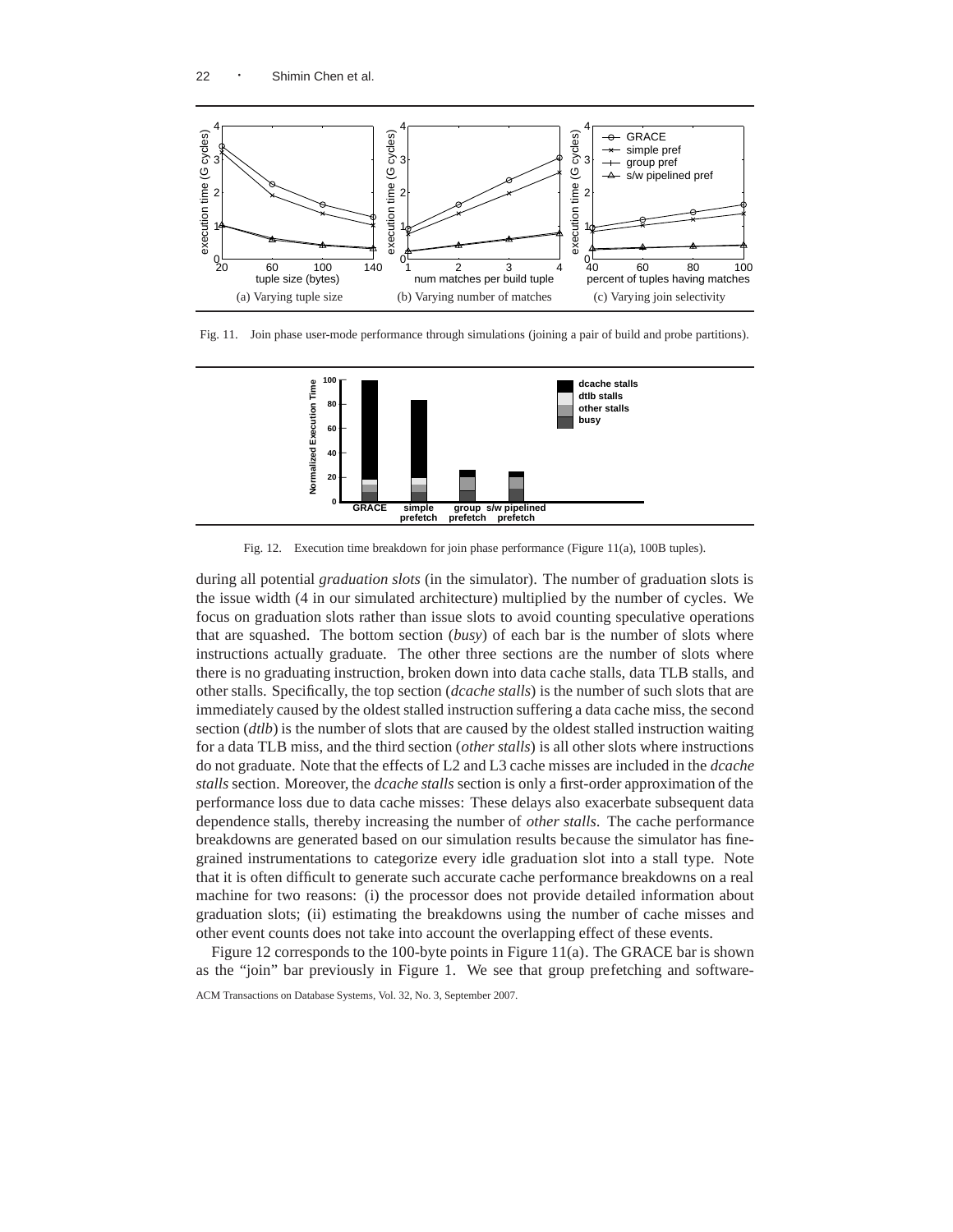Fig. 11. Join phase user-mode performance through simulations (joining a pair of build and probe partitions).

Fig. 12. Execution time breakdown for join phase performance (Figure 11(a), 100B tuples).

during all potential *graduation slots* (in the simulator). The number of graduation slots is the issue width (4 in our simulated architecture) multiplied by the number of cycles. We focus on graduation slots rather than issue slots to avoid counting speculative operations that are squashed. The bottom section (*busy*) of each bar is the number of slots where instructions actually graduate. The other three sections are the number of slots where there is no graduating instruction, broken down into data cache stalls, data TLB stalls, and other stalls. Specifically, the top section (*dcache stalls*) is the number of such slots that are immediately caused by the oldest stalled instruction suffering a data cache miss, the second section (*dtlb*) is the number of slots that are caused by the oldest stalled instruction waiting for a data TLB miss, and the third section (*other stalls*) is all other slots where instructions do not graduate. Note that the effects of L2 and L3 cache misses are included in the *dcache stalls* section. Moreover, the *dcache stalls* section is only a first-order approximation of the performance loss due to data cache misses: These delays also exacerbate subsequent data dependence stalls, thereby increasing the number of *other stalls*. The cache performance breakdowns are generated based on our simulation results because the simulator has fine-grained instrumentations to categorize every idle graduation slot into a stall type. Note that it is often difficult to generate such accurate cache performance breakdowns on a real machine for two reasons: (i) the processor does not provide detailed information about graduation slots; (ii) estimating the breakdowns using the number of cache misses and other event counts does not take into account the overlapping effect of these events.

Figure 12 corresponds to the 100-byte points in Figure 11(a). The GRACE bar is shown as the "join" bar previously in Figure 1. We see that group prefetching and software-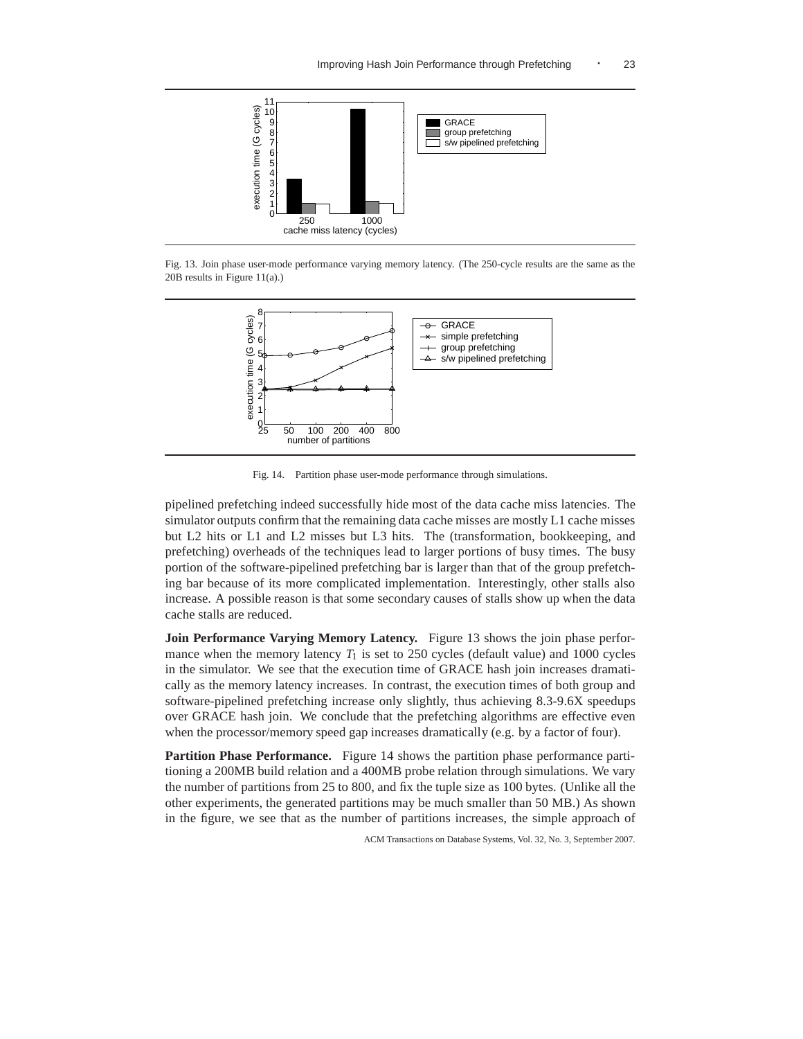Fig. 13. Join phase user-mode performance varying memory latency. (The 250-cycle results are the same as the 20B results in Figure 11(a).)

Fig. 14. Partition phase user-mode performance through simulations.

pipelined prefetching indeed successfully hide most of the data cache miss latencies. The simulator outputs confirm that the remaining data cache misses are mostly L1 cache misses but L2 hits or L1 and L2 misses but L3 hits. The (transformation, bookkeeping, and prefetching) overheads of the techniques lead to larger portions of busy times. The busy portion of the software-pipelined prefetching bar is larger than that of the group prefetching bar because of its more complicated implementation. Interestingly, other stalls also increase. A possible reason is that some secondary causes of stalls show up when the data cache stalls are reduced.

**Join Performance Varying Memory Latency.** Figure 13 shows the join phase performance when the memory latency $T_1$ is set to 250 cycles (default value) and 1000 cycles in the simulator. We see that the execution time of GRACE hash join increases dramatically as the memory latency increases. In contrast, the execution times of both group and software-pipelined prefetching increase only slightly, thus achieving 8.3-9.6X speedups over GRACE hash join. We conclude that the prefetching algorithms are effective even when the processor/memory speed gap increases dramatically (e.g. by a factor of four).

**Partition Phase Performance.** Figure 14 shows the partition phase performance partitioning a 200MB build relation and a 400MB probe relation through simulations. We vary the number of partitions from 25 to 800, and fix the tuple size as 100 bytes. (Unlike all the other experiments, the generated partitions may be much smaller than 50 MB.) As shown in the figure, we see that as the number of partitions increases, the simple approach of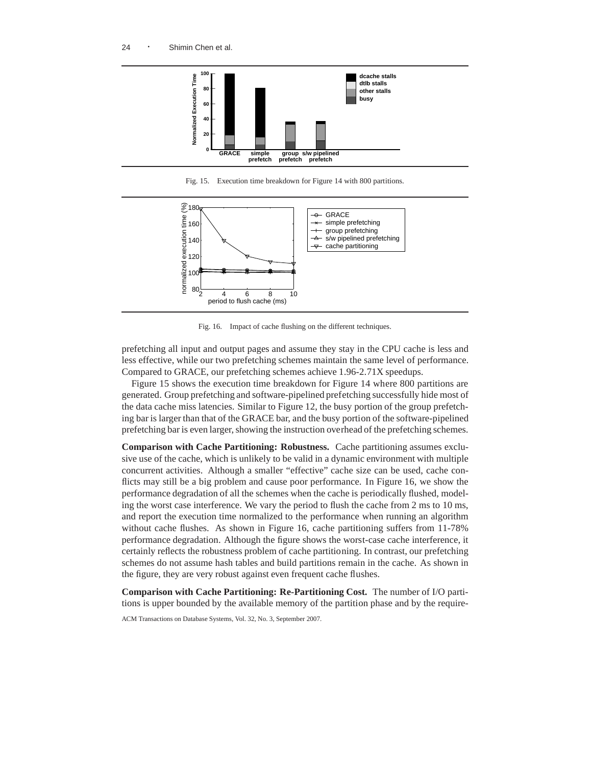Fig. 15. Execution time breakdown for Figure 14 with 800 partitions.

Fig. 16. Impact of cache flushing on the different techniques.

prefetching all input and output pages and assume they stay in the CPU cache is less and less effective, while our two prefetching schemes maintain the same level of performance. Compared to GRACE, our prefetching schemes achieve 1.96-2.71X speedups.

Figure 15 shows the execution time breakdown for Figure 14 where 800 partitions are generated. Group prefetching and software-pipelined prefetching successfully hide most of the data cache miss latencies. Similar to Figure 12, the busy portion of the group prefetching bar is larger than that of the GRACE bar, and the busy portion of the software-pipelined prefetching bar is even larger, showing the instruction overhead of the prefetching schemes.

**Comparison with Cache Partitioning: Robustness.** Cache partitioning assumes exclusive use of the cache, which is unlikely to be valid in a dynamic environment with multiple concurrent activities. Although a smaller "effective" cache size can be used, cache conflicts may still be a big problem and cause poor performance. In Figure 16, we show the performance degradation of all the schemes when the cache is periodically flushed, modeling the worst case interference. We vary the period to flush the cache from 2 ms to 10 ms, and report the execution time normalized to the performance when running an algorithm without cache flushes. As shown in Figure 16, cache partitioning suffers from 11-78% performance degradation. Although the figure shows the worst-case cache interference, it certainly reflects the robustness problem of cache partitioning. In contrast, our prefetching schemes do not assume hash tables and build partitions remain in the cache. As shown in the figure, they are very robust against even frequent cache flushes.

**Comparison with Cache Partitioning: Re-Partitioning Cost.** The number of I/O partitions is upper bounded by the available memory of the partition phase and by the require-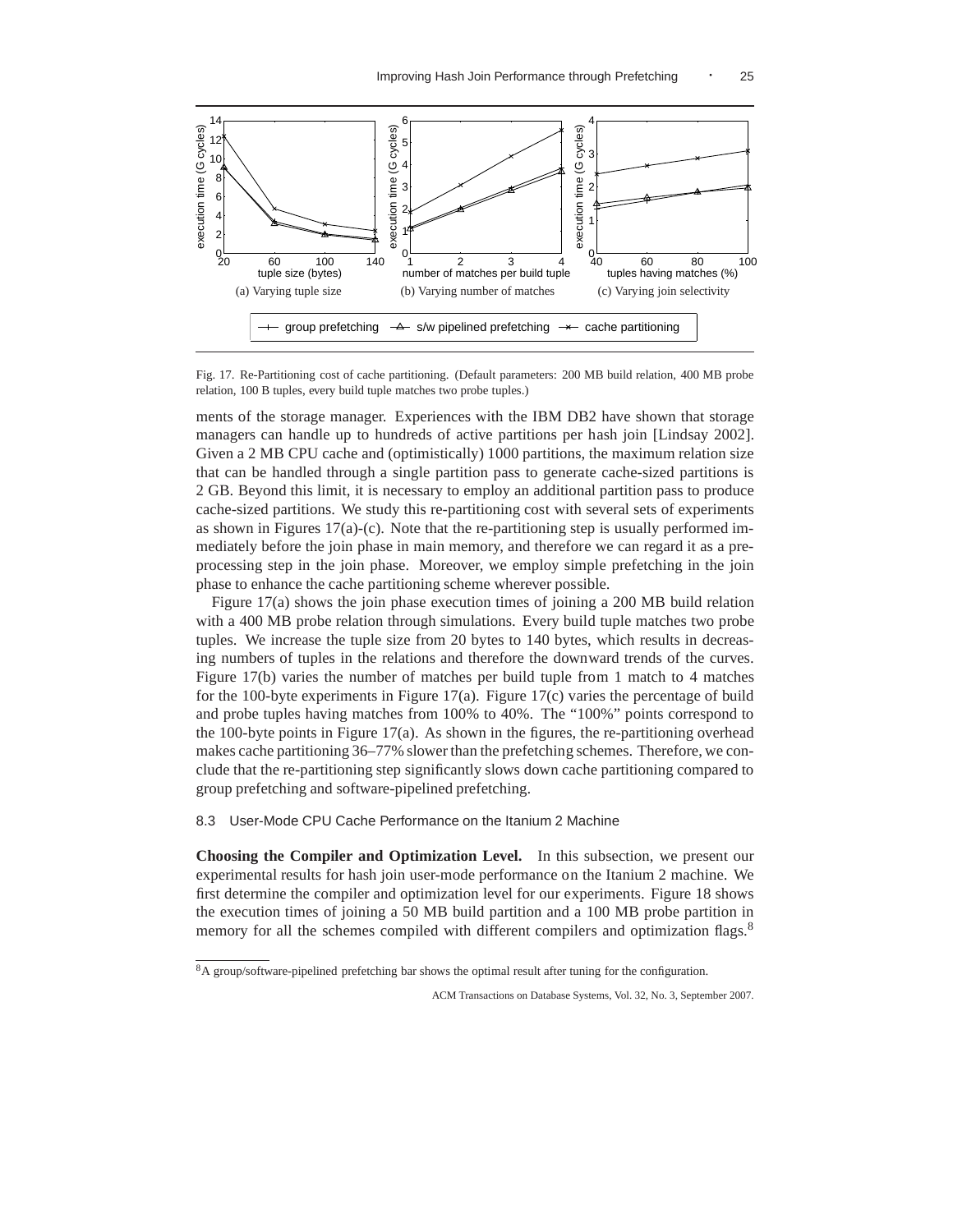Fig. 17. Re-Partitioning cost of cache partitioning. (Default parameters: 200 MB build relation, 400 MB probe relation, 100 B tuples, every build tuple matches two probe tuples.)

ments of the storage manager. Experiences with the IBM DB2 have shown that storage managers can handle up to hundreds of active partitions per hash join [Lindsay 2002]. Given a 2 MB CPU cache and (optimistically) 1000 partitions, the maximum relation size that can be handled through a single partition pass to generate cache-sized partitions is 2 GB. Beyond this limit, it is necessary to employ an additional partition pass to produce cache-sized partitions. We study this re-partitioning cost with several sets of experiments as shown in Figures 17(a)-(c). Note that the re-partitioning step is usually performed immediately before the join phase in main memory, and therefore we can regard it as a preprocessing step in the join phase. Moreover, we employ simple prefetching in the join phase to enhance the cache partitioning scheme wherever possible.

Figure 17(a) shows the join phase execution times of joining a 200 MB build relation with a 400 MB probe relation through simulations. Every build tuple matches two probe tuples. We increase the tuple size from 20 bytes to 140 bytes, which results in decreasing numbers of tuples in the relations and therefore the downward trends of the curves. Figure 17(b) varies the number of matches per build tuple from 1 match to 4 matches for the 100-byte experiments in Figure 17(a). Figure 17(c) varies the percentage of build and probe tuples having matches from 100% to 40%. The "100%" points correspond to the 100-byte points in Figure 17(a). As shown in the figures, the re-partitioning overhead makes cache partitioning 36–77% slower than the prefetching schemes. Therefore, we conclude that the re-partitioning step significantly slows down cache partitioning compared to group prefetching and software-pipelined prefetching.

### 8.3 User-Mode CPU Cache Performance on the Itanium 2 Machine

**Choosing the Compiler and Optimization Level.** In this subsection, we present our experimental results for hash join user-mode performance on the Itanium 2 machine. We first determine the compiler and optimization level for our experiments. Figure 18 shows the execution times of joining a 50 MB build partition and a 100 MB probe partition in memory for all the schemes compiled with different compilers and optimization flags.[8]

[8] A group/software-pipelined prefetching bar shows the optimal result after tuning for the configuration.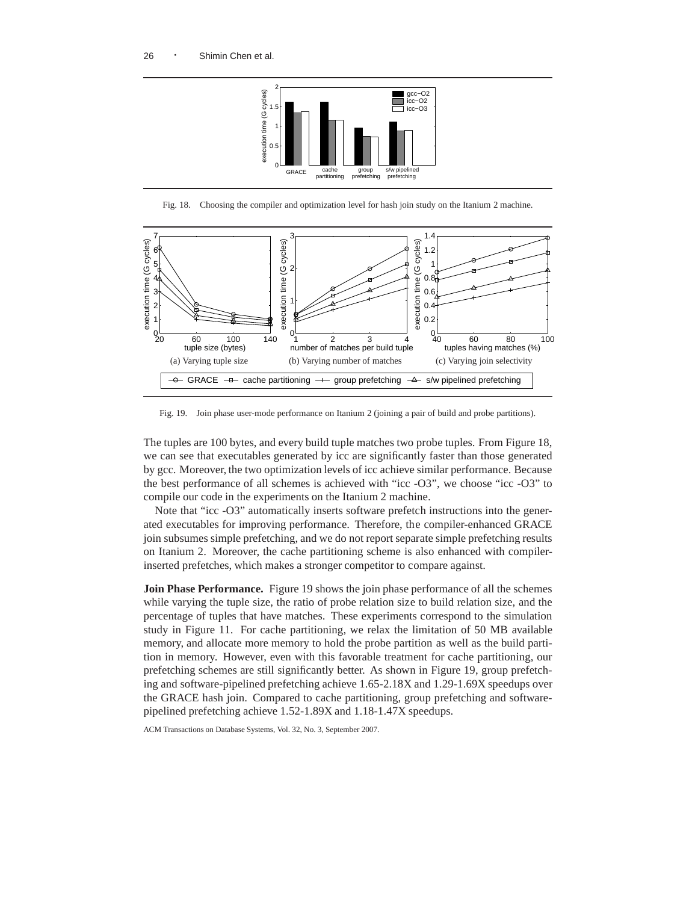Fig. 18. Choosing the compiler and optimization level for hash join study on the Itanium 2 machine.

Fig. 19. Join phase user-mode performance on Itanium 2 (joining a pair of build and probe partitions).

The tuples are 100 bytes, and every build tuple matches two probe tuples. From Figure 18, we can see that executables generated by icc are significantly faster than those generated by gcc. Moreover, the two optimization levels of icc achieve similar performance. Because the best performance of all schemes is achieved with "icc -O3", we choose "icc -O3" to compile our code in the experiments on the Itanium 2 machine.

Note that "icc -O3" automatically inserts software prefetch instructions into the generated executables for improving performance. Therefore, the compiler-enhanced GRACE join subsumes simple prefetching, and we do not report separate simple prefetching results on Itanium 2. Moreover, the cache partitioning scheme is also enhanced with compiler-inserted prefetches, which makes a stronger competitor to compare against.

**Join Phase Performance.** Figure 19 shows the join phase performance of all the schemes while varying the tuple size, the ratio of probe relation size to build relation size, and the percentage of tuples that have matches. These experiments correspond to the simulation study in Figure 11. For cache partitioning, we relax the limitation of 50 MB available memory, and allocate more memory to hold the probe partition as well as the build partition in memory. However, even with this favorable treatment for cache partitioning, our prefetching schemes are still significantly better. As shown in Figure 19, group prefetching and software-pipelined prefetching achieve 1.65-2.18X and 1.29-1.69X speedups over the GRACE hash join. Compared to cache partitioning, group prefetching and software-pipelined prefetching achieve 1.52-1.89X and 1.18-1.47X speedups.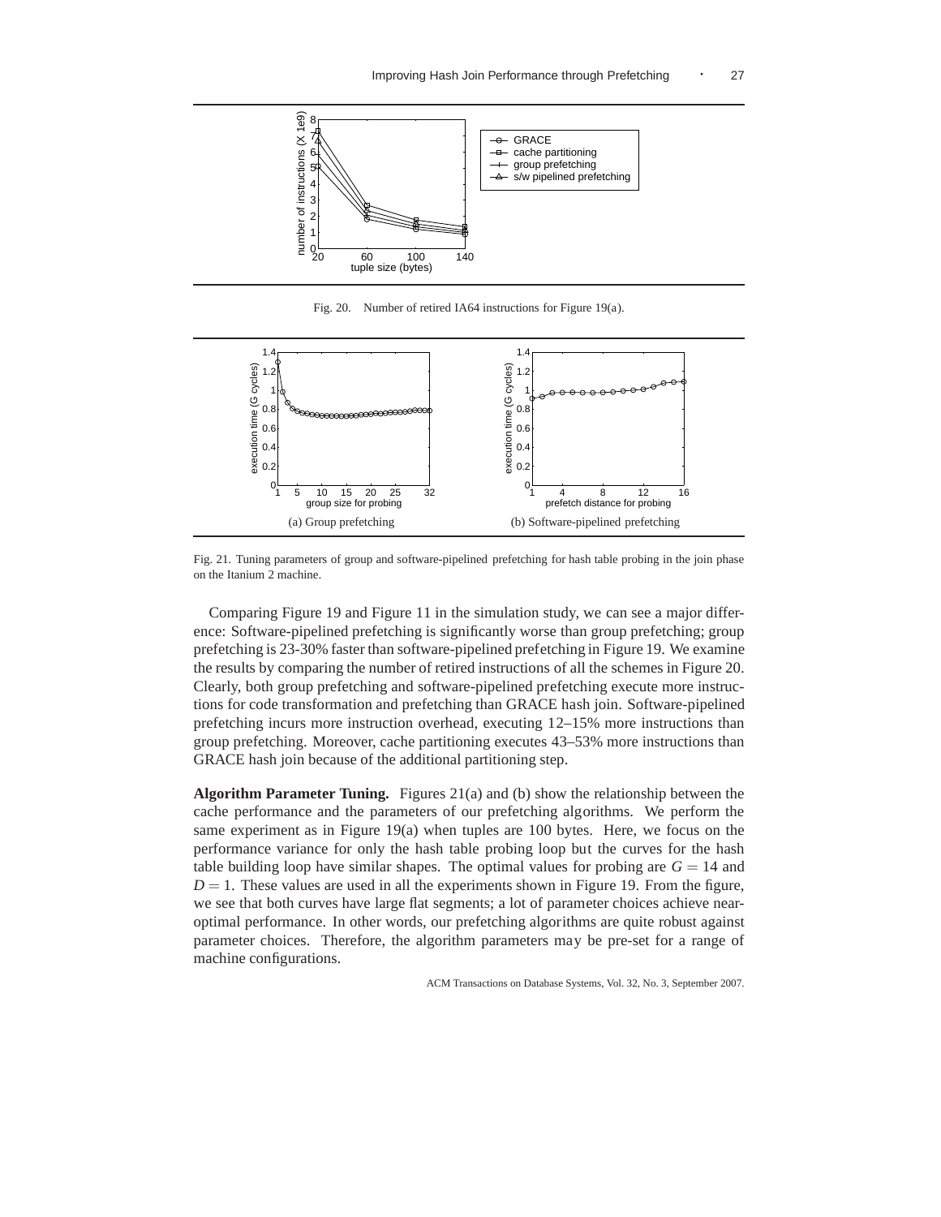Fig. 20. Number of retired IA64 instructions for Figure 19(a).

(a) Group prefetching

(b) Software-pipelined prefetching

Fig. 21. Tuning parameters of group and software-pipelined prefetching for hash table probing in the join phase on the Itanium 2 machine.

Comparing Figure 19 and Figure 11 in the simulation study, we can see a major difference: Software-pipelined prefetching is significantly worse than group prefetching; group prefetching is 23-30% faster than software-pipelined prefetching in Figure 19. We examine the results by comparing the number of retired instructions of all the schemes in Figure 20. Clearly, both group prefetching and software-pipelined prefetching execute more instructions for code transformation and prefetching than GRACE hash join. Software-pipelined prefetching incurs more instruction overhead, executing 12–15% more instructions than group prefetching. Moreover, cache partitioning executes 43–53% more instructions than GRACE hash join because of the additional partitioning step.

**Algorithm Parameter Tuning.** Figures 21(a) and (b) show the relationship between the cache performance and the parameters of our prefetching algorithms. We perform the same experiment as in Figure 19(a) when tuples are 100 bytes. Here, we focus on the performance variance for only the hash table probing loop but the curves for the hash table building loop have similar shapes. The optimal values for probing are $G = 14$ and $D = 1$. These values are used in all the experiments shown in Figure 19. From the figure, we see that both curves have large flat segments; a lot of parameter choices achieve near-optimal performance. In other words, our prefetching algorithms are quite robust against parameter choices. Therefore, the algorithm parameters may be pre-set for a range of machine configurations.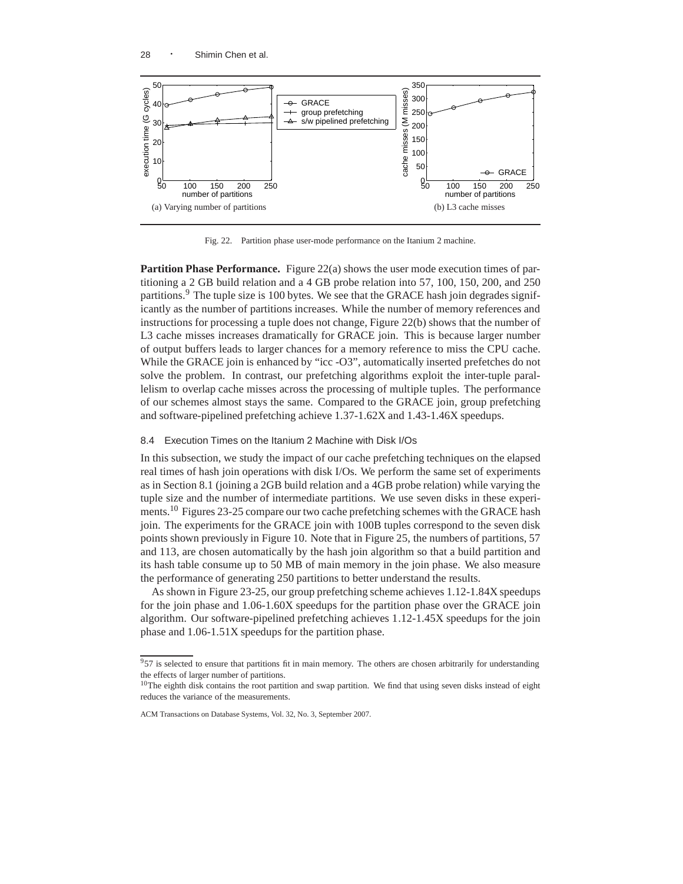(a) Varying number of partitions

(b) L3 cache misses

Fig. 22. Partition phase user-mode performance on the Itanium 2 machine.

**Partition Phase Performance.** Figure 22(a) shows the user mode execution times of partitioning a 2 GB build relation and a 4 GB probe relation into 57, 100, 150, 200, and 250 partitions.[9] The tuple size is 100 bytes. We see that the GRACE hash join degrades significantly as the number of partitions increases. While the number of memory references and instructions for processing a tuple does not change, Figure 22(b) shows that the number of L3 cache misses increases dramatically for GRACE join. This is because larger number of output buffers leads to larger chances for a memory reference to miss the CPU cache. While the GRACE join is enhanced by "icc -O3", automatically inserted prefetches do not solve the problem. In contrast, our prefetching algorithms exploit the inter-tuple parallelism to overlap cache misses across the processing of multiple tuples. The performance of our schemes almost stays the same. Compared to the GRACE join, group prefetching and software-pipelined prefetching achieve 1.37-1.62X and 1.43-1.46X speedups.

### 8.4 Execution Times on the Itanium 2 Machine with Disk I/Os

In this subsection, we study the impact of our cache prefetching techniques on the elapsed real times of hash join operations with disk I/Os. We perform the same set of experiments as in Section 8.1 (joining a 2GB build relation and a 4GB probe relation) while varying the tuple size and the number of intermediate partitions. We use seven disks in these experiments.[10] Figures 23-25 compare our two cache prefetching schemes with the GRACE hash join. The experiments for the GRACE join with 100B tuples correspond to the seven disk points shown previously in Figure 10. Note that in Figure 25, the numbers of partitions, 57 and 113, are chosen automatically by the hash join algorithm so that a build partition and its hash table consume up to 50 MB of main memory in the join phase. We also measure the performance of generating 250 partitions to better understand the results.

As shown in Figure 23-25, our group prefetching scheme achieves 1.12-1.84X speedups for the join phase and 1.06-1.60X speedups for the partition phase over the GRACE join algorithm. Our software-pipelined prefetching achieves 1.12-1.45X speedups for the join phase and 1.06-1.51X speedups for the partition phase.

---

[9] 57 is selected to ensure that partitions fit in main memory. The others are chosen arbitrarily for understanding the effects of larger number of partitions.

[10] The eighth disk contains the root partition and swap partition. We find that using seven disks instead of eight reduces the variance of the measurements.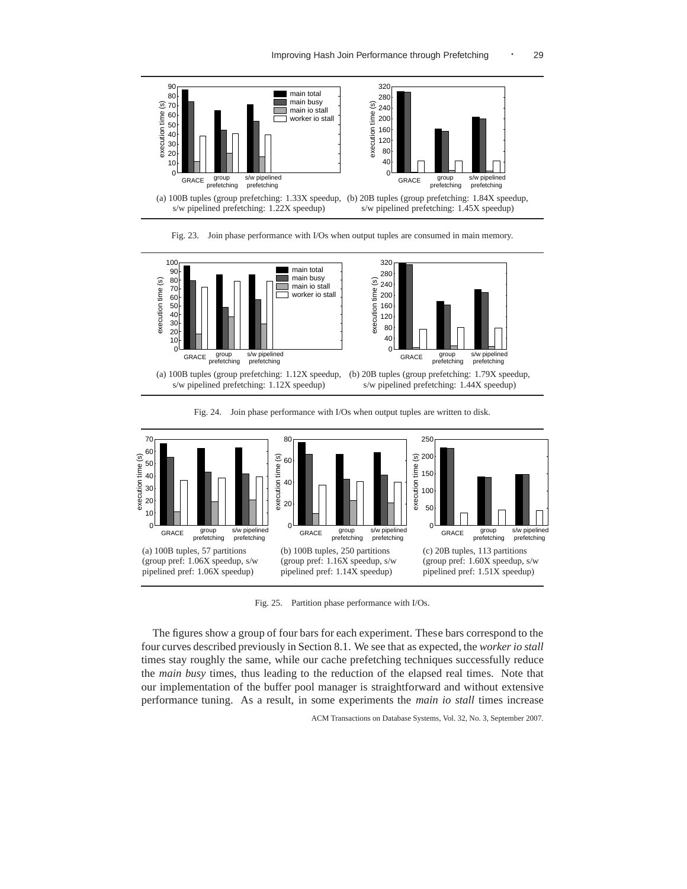(a) 100B tuples (group prefetching: 1.33X speedup, s/w pipelined prefetching: 1.22X speedup)

(b) 20B tuples (group prefetching: 1.84X speedup, s/w pipelined prefetching: 1.45X speedup)

Fig. 23. Join phase performance with I/Os when output tuples are consumed in main memory.

(a) 100B tuples (group prefetching: 1.12X speedup, s/w pipelined prefetching: 1.12X speedup)

(b) 20B tuples (group prefetching: 1.79X speedup, s/w pipelined prefetching: 1.44X speedup)

Fig. 24. Join phase performance with I/Os when output tuples are written to disk.

(a) 100B tuples, 57 partitions (group pref: 1.06X speedup, s/w pipelined pref: 1.06X speedup)

(b) 100B tuples, 250 partitions (group pref: 1.16X speedup, s/w pipelined pref: 1.14X speedup)

(c) 20B tuples, 113 partitions (group pref: 1.60X speedup, s/w pipelined pref: 1.51X speedup)

Fig. 25. Partition phase performance with I/Os.

The figures show a group of four bars for each experiment. These bars correspond to the four curves described previously in Section 8.1. We see that as expected, the *worker io stall* times stay roughly the same, while our cache prefetching techniques successfully reduce the *main busy* times, thus leading to the reduction of the elapsed real times. Note that our implementation of the buffer pool manager is straightforward and without extensive performance tuning. As a result, in some experiments the *main io stall* times increase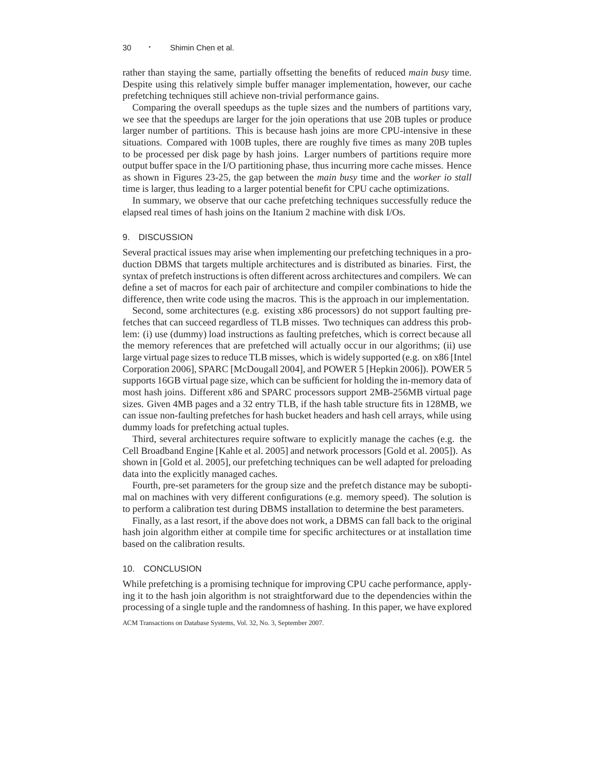rather than staying the same, partially offsetting the benefits of reduced *main busy* time. Despite using this relatively simple buffer manager implementation, however, our cache prefetching techniques still achieve non-trivial performance gains.

Comparing the overall speedups as the tuple sizes and the numbers of partitions vary, we see that the speedups are larger for the join operations that use 20B tuples or produce larger number of partitions. This is because hash joins are more CPU-intensive in these situations. Compared with 100B tuples, there are roughly five times as many 20B tuples to be processed per disk page by hash joins. Larger numbers of partitions require more output buffer space in the I/O partitioning phase, thus incurring more cache misses. Hence as shown in Figures 23-25, the gap between the *main busy* time and the *worker io stall* time is larger, thus leading to a larger potential benefit for CPU cache optimizations.

In summary, we observe that our cache prefetching techniques successfully reduce the elapsed real times of hash joins on the Itanium 2 machine with disk I/Os.

## 9. DISCUSSION

Several practical issues may arise when implementing our prefetching techniques in a production DBMS that targets multiple architectures and is distributed as binaries. First, the syntax of prefetch instructions is often different across architectures and compilers. We can define a set of macros for each pair of architecture and compiler combinations to hide the difference, then write code using the macros. This is the approach in our implementation.

Second, some architectures (e.g. existing x86 processors) do not support faulting prefetches that can succeed regardless of TLB misses. Two techniques can address this problem: (i) use (dummy) load instructions as faulting prefetches, which is correct because all the memory references that are prefetched will actually occur in our algorithms; (ii) use large virtual page sizes to reduce TLB misses, which is widely supported (e.g. on x86 [Intel Corporation 2006], SPARC [McDougall 2004], and POWER 5 [Hepkin 2006]). POWER 5 supports 16GB virtual page size, which can be sufficient for holding the in-memory data of most hash joins. Different x86 and SPARC processors support 2MB-256MB virtual page sizes. Given 4MB pages and a 32 entry TLB, if the hash table structure fits in 128MB, we can issue non-faulting prefetches for hash bucket headers and hash cell arrays, while using dummy loads for prefetching actual tuples.

Third, several architectures require software to explicitly manage the caches (e.g. the Cell Broadband Engine [Kahle et al. 2005] and network processors [Gold et al. 2005]). As shown in [Gold et al. 2005], our prefetching techniques can be well adapted for preloading data into the explicitly managed caches.

Fourth, pre-set parameters for the group size and the prefetch distance may be suboptimal on machines with very different configurations (e.g. memory speed). The solution is to perform a calibration test during DBMS installation to determine the best parameters.

Finally, as a last resort, if the above does not work, a DBMS can fall back to the original hash join algorithm either at compile time for specific architectures or at installation time based on the calibration results.

## 10. CONCLUSION

While prefetching is a promising technique for improving CPU cache performance, applying it to the hash join algorithm is not straightforward due to the dependencies within the processing of a single tuple and the randomness of hashing. In this paper, we have explored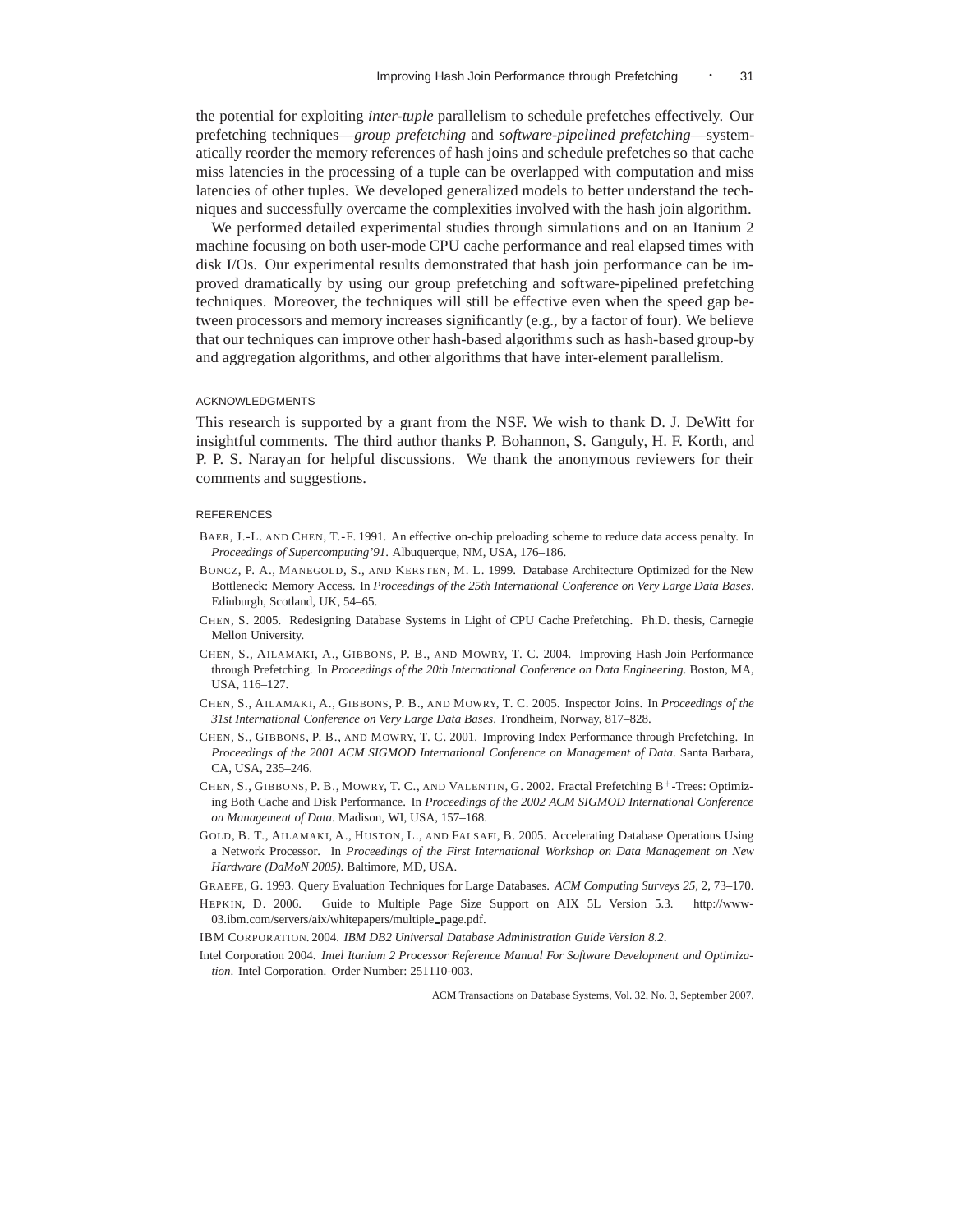the potential for exploiting *inter-tuple* parallelism to schedule prefetches effectively. Our prefetching techniques—*group prefetching* and *software-pipelined prefetching*—systematically reorder the memory references of hash joins and schedule prefetches so that cache miss latencies in the processing of a tuple can be overlapped with computation and miss latencies of other tuples. We developed generalized models to better understand the techniques and successfully overcame the complexities involved with the hash join algorithm.

We performed detailed experimental studies through simulations and on an Itanium 2 machine focusing on both user-mode CPU cache performance and real elapsed times with disk I/Os. Our experimental results demonstrated that hash join performance can be improved dramatically by using our group prefetching and software-pipelined prefetching techniques. Moreover, the techniques will still be effective even when the speed gap between processors and memory increases significantly (e.g., by a factor of four). We believe that our techniques can improve other hash-based algorithms such as hash-based group-by and aggregation algorithms, and other algorithms that have inter-element parallelism.

## ACKNOWLEDGMENTS

This research is supported by a grant from the NSF. We wish to thank D. J. DeWitt for insightful comments. The third author thanks P. Bohannon, S. Ganguly, H. F. Korth, and P. P. S. Narayan for helpful discussions. We thank the anonymous reviewers for their comments and suggestions.

## REFERENCES

BAER, J.-L. AND CHEN, T.-F. 1991. An effective on-chip preloading scheme to reduce data access penalty. In *Proceedings of Supercomputing'91*. Albuquerque, NM, USA, 176–186.

BONCZ, P. A., MANEGOLD, S., AND KERSTEN, M. L. 1999. Database Architecture Optimized for the New Bottleneck: Memory Access. In *Proceedings of the 25th International Conference on Very Large Data Bases*. Edinburgh, Scotland, UK, 54–65.

CHEN, S. 2005. Redesigning Database Systems in Light of CPU Cache Prefetching. Ph.D. thesis, Carnegie Mellon University.

CHEN, S., AILAMAKI, A., GIBBONS, P. B., AND MOWRY, T. C. 2004. Improving Hash Join Performance through Prefetching. In *Proceedings of the 20th International Conference on Data Engineering*. Boston, MA, USA, 116–127.

CHEN, S., AILAMAKI, A., GIBBONS, P. B., AND MOWRY, T. C. 2005. Inspector Joins. In *Proceedings of the 31st International Conference on Very Large Data Bases*. Trondheim, Norway, 817–828.

CHEN, S., GIBBONS, P. B., AND MOWRY, T. C. 2001. Improving Index Performance through Prefetching. In *Proceedings of the 2001 ACM SIGMOD International Conference on Management of Data*. Santa Barbara, CA, USA, 235–246.

CHEN, S., GIBBONS, P. B., MOWRY, T. C., AND VALENTIN, G. 2002. Fractal Prefetching B$^+$-Trees: Optimizing Both Cache and Disk Performance. In *Proceedings of the 2002 ACM SIGMOD International Conference on Management of Data*. Madison, WI, USA, 157–168.

GOLD, B. T., AILAMAKI, A., HUSTON, L., AND FALSAFI, B. 2005. Accelerating Database Operations Using a Network Processor. In *Proceedings of the First International Workshop on Data Management on New Hardware (DaMoN 2005)*. Baltimore, MD, USA.

GRAEFE, G. 1993. Query Evaluation Techniques for Large Databases. *ACM Computing Surveys 25,* 2, 73–170.

HEPKIN, D. 2006. Guide to Multiple Page Size Support on AIX 5L Version 5.3. http://www-03.ibm.com/servers/aix/whitepapers/multiple_page.pdf.

IBM CORPORATION. 2004. *IBM DB2 Universal Database Administration Guide Version 8.2*.

Intel Corporation 2004. *Intel Itanium 2 Processor Reference Manual For Software Development and Optimization*. Intel Corporation. Order Number: 251110-003.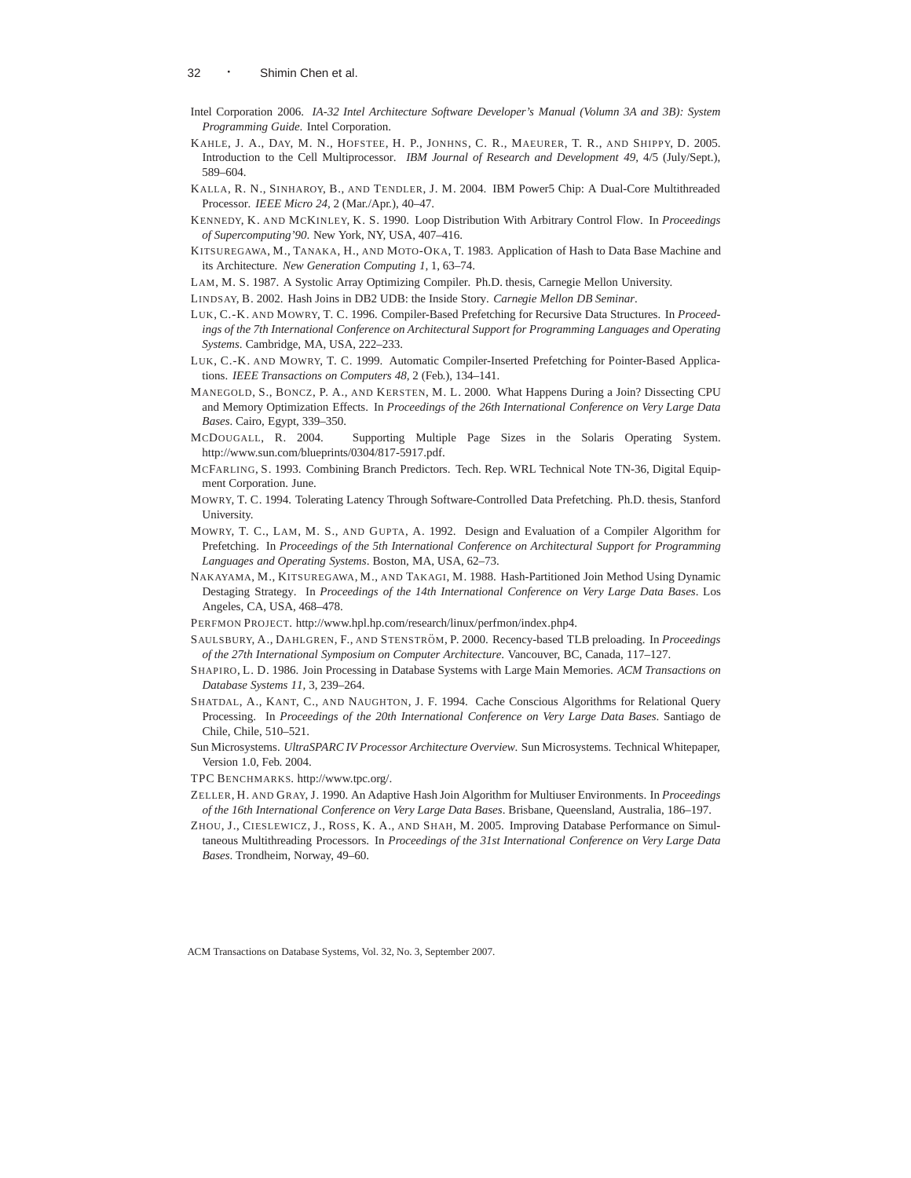Intel Corporation 2006. *IA-32 Intel Architecture Software Developer's Manual (Volumn 3A and 3B): System Programming Guide.* Intel Corporation.

KAHLE, J. A., DAY, M. N., HOFSTEE, H. P., JONHNS, C. R., MAEURER, T. R., AND SHIPPY, D. 2005. Introduction to the Cell Multiprocessor. *IBM Journal of Research and Development 49,* 4/5 (July/Sept.), 589–604.

KALLA, R. N., SINHAROY, B., AND TENDLER, J. M. 2004. IBM Power5 Chip: A Dual-Core Multithreaded Processor. *IEEE Micro 24,* 2 (Mar./Apr.), 40–47.

KENNEDY, K. AND MCKINLEY, K. S. 1990. Loop Distribution With Arbitrary Control Flow. In *Proceedings of Supercomputing'90*. New York, NY, USA, 407–416.

KITSUREGAWA, M., TANAKA, H., AND MOTO-OKA, T. 1983. Application of Hash to Data Base Machine and its Architecture. *New Generation Computing 1,* 1, 63–74.

LAM, M. S. 1987. A Systolic Array Optimizing Compiler. Ph.D. thesis, Carnegie Mellon University.

LINDSAY, B. 2002. Hash Joins in DB2 UDB: the Inside Story. *Carnegie Mellon DB Seminar*.

LUK, C.-K. AND MOWRY, T. C. 1996. Compiler-Based Prefetching for Recursive Data Structures. In *Proceedings of the 7th International Conference on Architectural Support for Programming Languages and Operating Systems*. Cambridge, MA, USA, 222–233.

LUK, C.-K. AND MOWRY, T. C. 1999. Automatic Compiler-Inserted Prefetching for Pointer-Based Applications. *IEEE Transactions on Computers 48,* 2 (Feb.), 134–141.

MANEGOLD, S., BONCZ, P. A., AND KERSTEN, M. L. 2000. What Happens During a Join? Dissecting CPU and Memory Optimization Effects. In *Proceedings of the 26th International Conference on Very Large Data Bases*. Cairo, Egypt, 339–350.

MCDOUGALL, R. 2004. Supporting Multiple Page Sizes in the Solaris Operating System. http://www.sun.com/blueprints/0304/817-5917.pdf.

MCFARLING, S. 1993. Combining Branch Predictors. Tech. Rep. WRL Technical Note TN-36, Digital Equipment Corporation. June.

MOWRY, T. C. 1994. Tolerating Latency Through Software-Controlled Data Prefetching. Ph.D. thesis, Stanford University.

MOWRY, T. C., LAM, M. S., AND GUPTA, A. 1992. Design and Evaluation of a Compiler Algorithm for Prefetching. In *Proceedings of the 5th International Conference on Architectural Support for Programming Languages and Operating Systems*. Boston, MA, USA, 62–73.

NAKAYAMA, M., KITSUREGAWA, M., AND TAKAGI, M. 1988. Hash-Partitioned Join Method Using Dynamic Destaging Strategy. In *Proceedings of the 14th International Conference on Very Large Data Bases*. Los Angeles, CA, USA, 468–478.

PERFMON PROJECT. http://www.hpl.hp.com/research/linux/perfmon/index.php4.

SAULSBURY, A., DAHLGREN, F., AND STENSTRÖM, P. 2000. Recency-based TLB preloading. In *Proceedings of the 27th International Symposium on Computer Architecture*. Vancouver, BC, Canada, 117–127.

SHAPIRO, L. D. 1986. Join Processing in Database Systems with Large Main Memories. *ACM Transactions on Database Systems 11,* 3, 239–264.

SHATDAL, A., KANT, C., AND NAUGHTON, J. F. 1994. Cache Conscious Algorithms for Relational Query Processing. In *Proceedings of the 20th International Conference on Very Large Data Bases*. Santiago de Chile, Chile, 510–521.

Sun Microsystems. *UltraSPARC IV Processor Architecture Overview.* Sun Microsystems. Technical Whitepaper, Version 1.0, Feb. 2004.

TPC BENCHMARKS. http://www.tpc.org/.

ZELLER, H. AND GRAY, J. 1990. An Adaptive Hash Join Algorithm for Multiuser Environments. In *Proceedings of the 16th International Conference on Very Large Data Bases*. Brisbane, Queensland, Australia, 186–197.

ZHOU, J., CIESLEWICZ, J., ROSS, K. A., AND SHAH, M. 2005. Improving Database Performance on Simultaneous Multithreading Processors. In *Proceedings of the 31st International Conference on Very Large Data Bases*. Trondheim, Norway, 49–60.